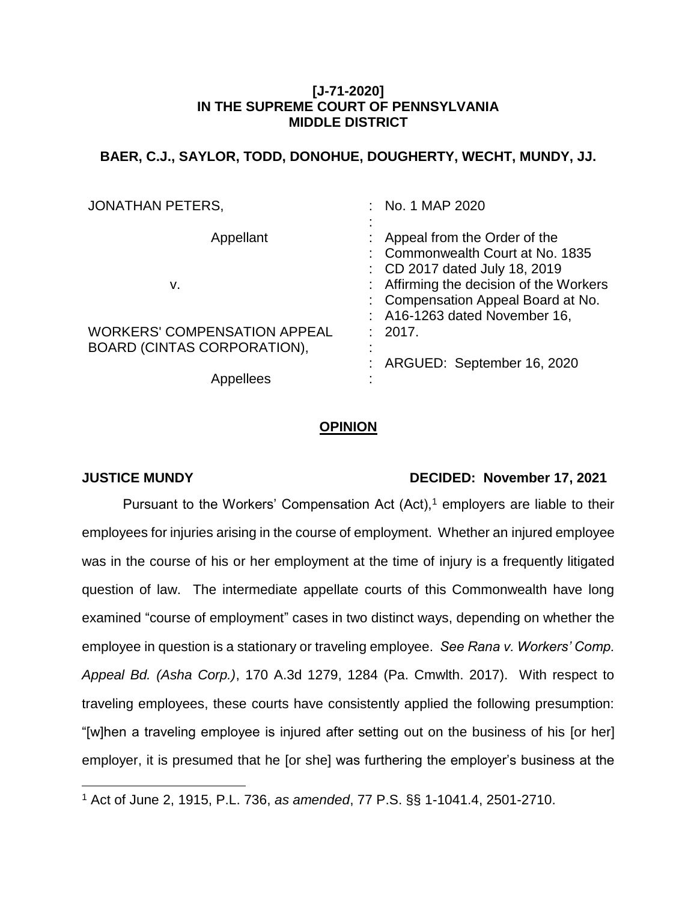**[J-71-2020]**
**IN THE SUPREME COURT OF PENNSYLVANIA**
**MIDDLE DISTRICT**

**BAER, C.J., SAYLOR, TODD, DONOHUE, DOUGHERTY, WECHT, MUNDY, JJ.**

| | |
|---|---|
| JONATHAN PETERS, | : No. 1 MAP 2020 |
| Appellant | : Appeal from the Order of the Commonwealth Court at No. 1835 CD 2017 dated July 18, 2019 Affirming the decision of the Workers Compensation Appeal Board at No. A16-1263 dated November 16, 2017. |
| v. | : |
| WORKERS' COMPENSATION APPEAL BOARD (CINTAS CORPORATION), | : ARGUED: September 16, 2020 |
| Appellees | : |

## OPINION

**JUSTICE MUNDY** **DECIDED: November 17, 2021**

Pursuant to the Workers' Compensation Act (Act),[1] employers are liable to their employees for injuries arising in the course of employment. Whether an injured employee was in the course of his or her employment at the time of injury is a frequently litigated question of law. The intermediate appellate courts of this Commonwealth have long examined "course of employment" cases in two distinct ways, depending on whether the employee in question is a stationary or traveling employee. *See Rana v. Workers' Comp. Appeal Bd. (Asha Corp.)*, 170 A.3d 1279, 1284 (Pa. Cmwlth. 2017). With respect to traveling employees, these courts have consistently applied the following presumption: "[w]hen a traveling employee is injured after setting out on the business of his [or her] employer, it is presumed that he [or she] was furthering the employer's business at the

---

[1] Act of June 2, 1915, P.L. 736, *as amended*, 77 P.S. §§ 1-1041.4, 2501-2710.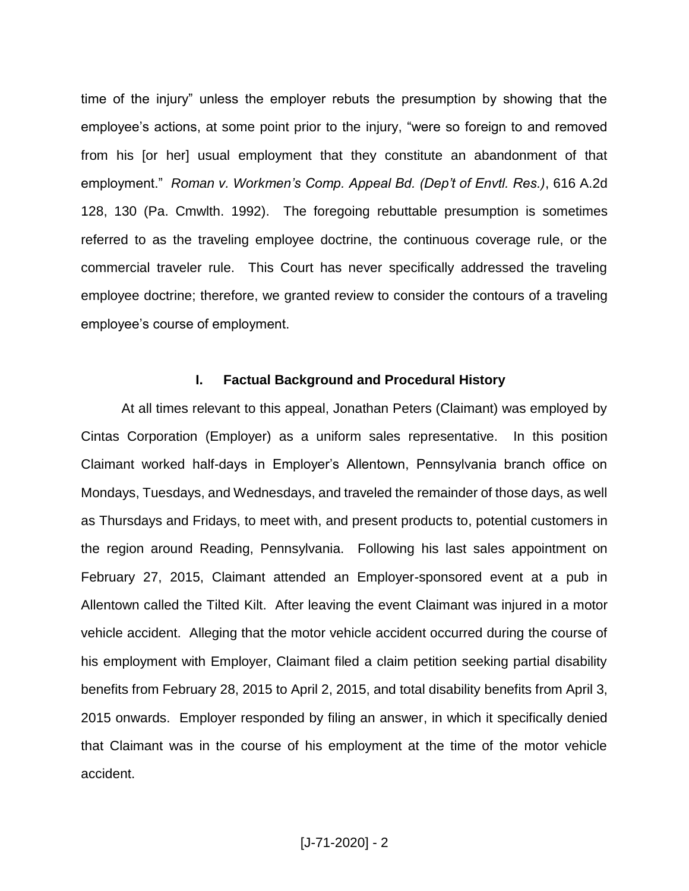time of the injury" unless the employer rebuts the presumption by showing that the employee's actions, at some point prior to the injury, "were so foreign to and removed from his [or her] usual employment that they constitute an abandonment of that employment." *Roman v. Workmen's Comp. Appeal Bd. (Dep't of Envtl. Res.)*, 616 A.2d 128, 130 (Pa. Cmwlth. 1992). The foregoing rebuttable presumption is sometimes referred to as the traveling employee doctrine, the continuous coverage rule, or the commercial traveler rule. This Court has never specifically addressed the traveling employee doctrine; therefore, we granted review to consider the contours of a traveling employee's course of employment.

## I. Factual Background and Procedural History

At all times relevant to this appeal, Jonathan Peters (Claimant) was employed by Cintas Corporation (Employer) as a uniform sales representative. In this position Claimant worked half-days in Employer's Allentown, Pennsylvania branch office on Mondays, Tuesdays, and Wednesdays, and traveled the remainder of those days, as well as Thursdays and Fridays, to meet with, and present products to, potential customers in the region around Reading, Pennsylvania. Following his last sales appointment on February 27, 2015, Claimant attended an Employer-sponsored event at a pub in Allentown called the Tilted Kilt. After leaving the event Claimant was injured in a motor vehicle accident. Alleging that the motor vehicle accident occurred during the course of his employment with Employer, Claimant filed a claim petition seeking partial disability benefits from February 28, 2015 to April 2, 2015, and total disability benefits from April 3, 2015 onwards. Employer responded by filing an answer, in which it specifically denied that Claimant was in the course of his employment at the time of the motor vehicle accident.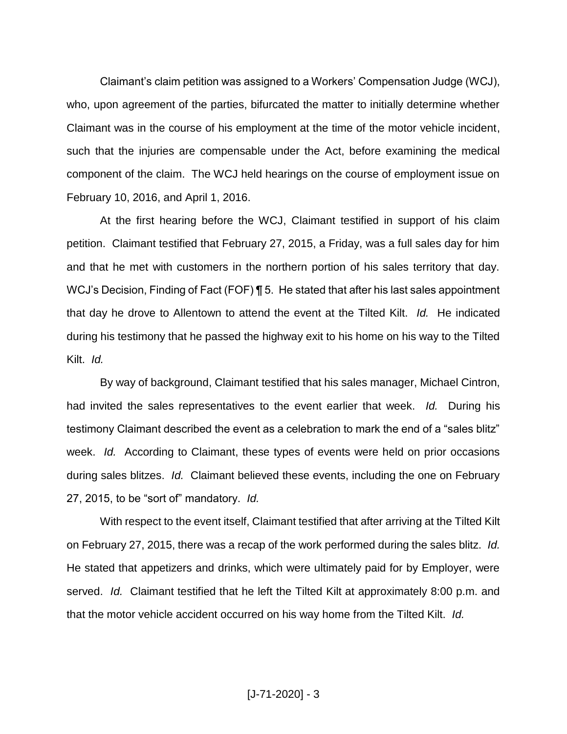Claimant's claim petition was assigned to a Workers' Compensation Judge (WCJ), who, upon agreement of the parties, bifurcated the matter to initially determine whether Claimant was in the course of his employment at the time of the motor vehicle incident, such that the injuries are compensable under the Act, before examining the medical component of the claim. The WCJ held hearings on the course of employment issue on February 10, 2016, and April 1, 2016.

At the first hearing before the WCJ, Claimant testified in support of his claim petition. Claimant testified that February 27, 2015, a Friday, was a full sales day for him and that he met with customers in the northern portion of his sales territory that day. WCJ's Decision, Finding of Fact (FOF) ¶ 5. He stated that after his last sales appointment that day he drove to Allentown to attend the event at the Tilted Kilt. *Id.* He indicated during his testimony that he passed the highway exit to his home on his way to the Tilted Kilt. *Id.*

By way of background, Claimant testified that his sales manager, Michael Cintron, had invited the sales representatives to the event earlier that week. *Id.* During his testimony Claimant described the event as a celebration to mark the end of a "sales blitz" week. *Id.* According to Claimant, these types of events were held on prior occasions during sales blitzes. *Id.* Claimant believed these events, including the one on February 27, 2015, to be "sort of" mandatory. *Id.*

With respect to the event itself, Claimant testified that after arriving at the Tilted Kilt on February 27, 2015, there was a recap of the work performed during the sales blitz. *Id.* He stated that appetizers and drinks, which were ultimately paid for by Employer, were served. *Id.* Claimant testified that he left the Tilted Kilt at approximately 8:00 p.m. and that the motor vehicle accident occurred on his way home from the Tilted Kilt. *Id.*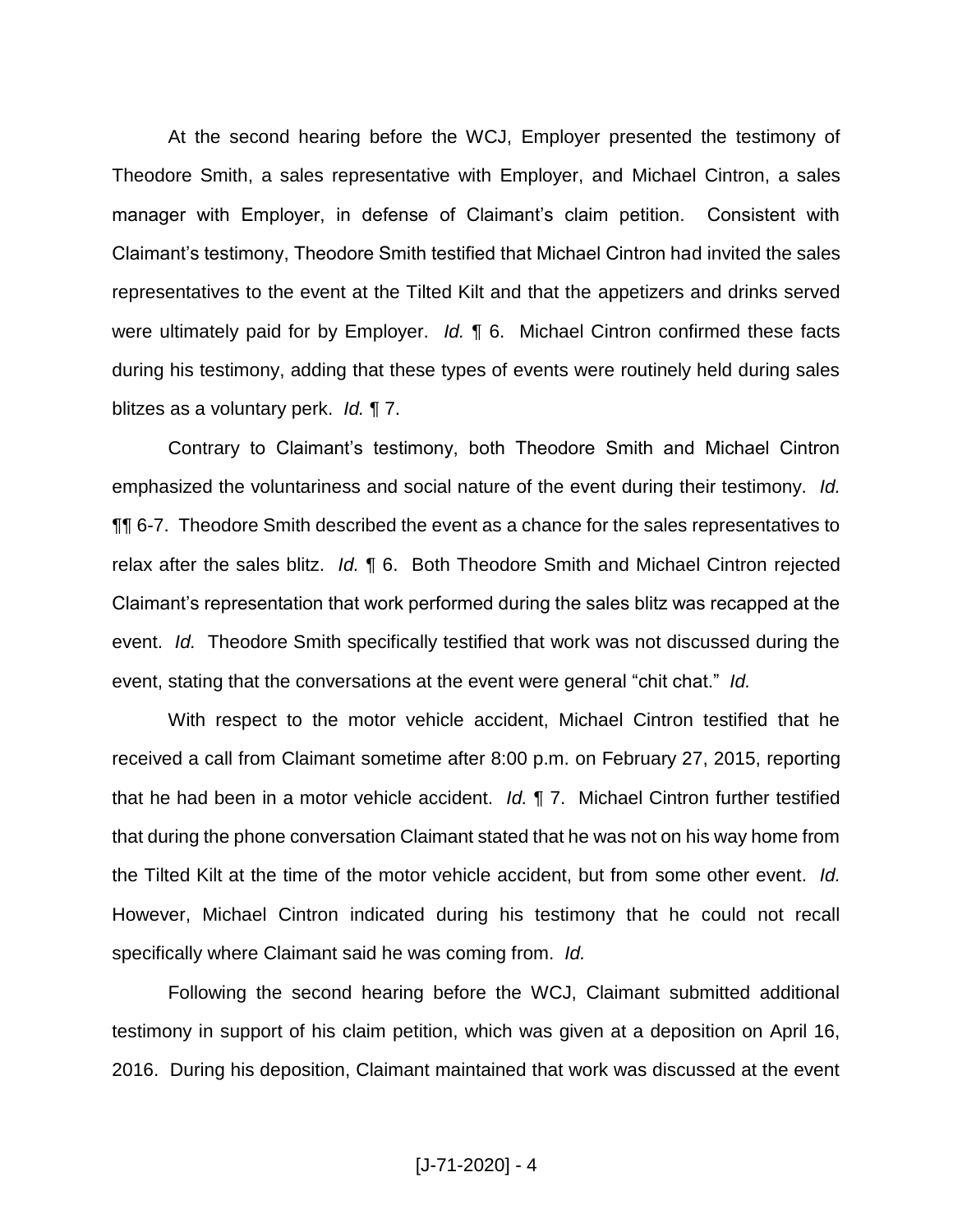At the second hearing before the WCJ, Employer presented the testimony of Theodore Smith, a sales representative with Employer, and Michael Cintron, a sales manager with Employer, in defense of Claimant's claim petition. Consistent with Claimant's testimony, Theodore Smith testified that Michael Cintron had invited the sales representatives to the event at the Tilted Kilt and that the appetizers and drinks served were ultimately paid for by Employer. *Id.* ¶ 6. Michael Cintron confirmed these facts during his testimony, adding that these types of events were routinely held during sales blitzes as a voluntary perk. *Id.* ¶ 7.

Contrary to Claimant's testimony, both Theodore Smith and Michael Cintron emphasized the voluntariness and social nature of the event during their testimony. *Id.* ¶¶ 6-7. Theodore Smith described the event as a chance for the sales representatives to relax after the sales blitz. *Id.* ¶ 6. Both Theodore Smith and Michael Cintron rejected Claimant's representation that work performed during the sales blitz was recapped at the event. *Id.* Theodore Smith specifically testified that work was not discussed during the event, stating that the conversations at the event were general "chit chat." *Id.*

With respect to the motor vehicle accident, Michael Cintron testified that he received a call from Claimant sometime after 8:00 p.m. on February 27, 2015, reporting that he had been in a motor vehicle accident. *Id.* ¶ 7. Michael Cintron further testified that during the phone conversation Claimant stated that he was not on his way home from the Tilted Kilt at the time of the motor vehicle accident, but from some other event. *Id.* However, Michael Cintron indicated during his testimony that he could not recall specifically where Claimant said he was coming from. *Id.*

Following the second hearing before the WCJ, Claimant submitted additional testimony in support of his claim petition, which was given at a deposition on April 16, 2016. During his deposition, Claimant maintained that work was discussed at the event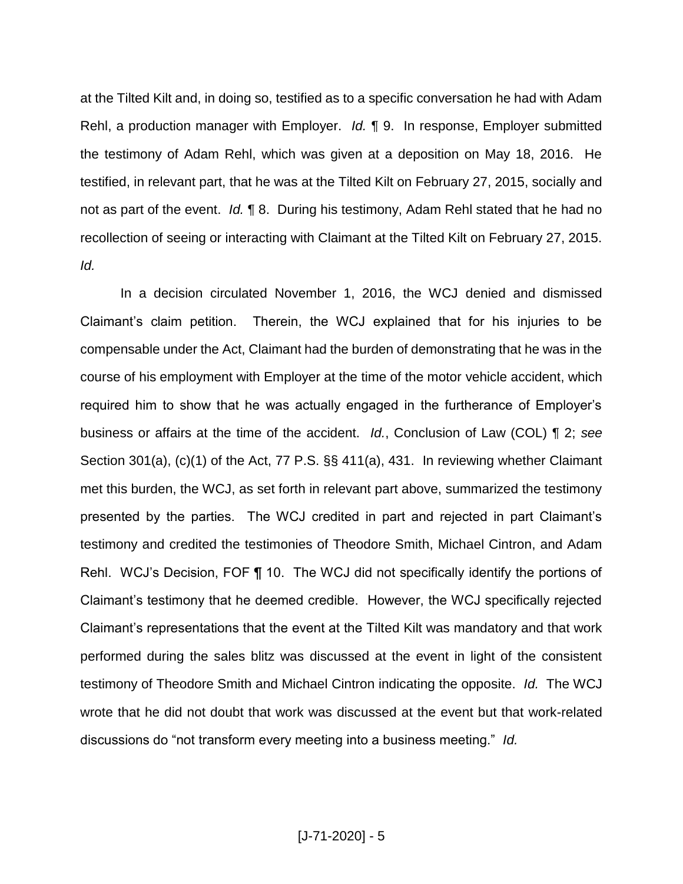at the Tilted Kilt and, in doing so, testified as to a specific conversation he had with Adam Rehl, a production manager with Employer. *Id.* ¶ 9. In response, Employer submitted the testimony of Adam Rehl, which was given at a deposition on May 18, 2016. He testified, in relevant part, that he was at the Tilted Kilt on February 27, 2015, socially and not as part of the event. *Id.* ¶ 8. During his testimony, Adam Rehl stated that he had no recollection of seeing or interacting with Claimant at the Tilted Kilt on February 27, 2015. *Id.*

In a decision circulated November 1, 2016, the WCJ denied and dismissed Claimant's claim petition. Therein, the WCJ explained that for his injuries to be compensable under the Act, Claimant had the burden of demonstrating that he was in the course of his employment with Employer at the time of the motor vehicle accident, which required him to show that he was actually engaged in the furtherance of Employer's business or affairs at the time of the accident. *Id.*, Conclusion of Law (COL) ¶ 2; *see* Section 301(a), (c)(1) of the Act, 77 P.S. §§ 411(a), 431. In reviewing whether Claimant met this burden, the WCJ, as set forth in relevant part above, summarized the testimony presented by the parties. The WCJ credited in part and rejected in part Claimant's testimony and credited the testimonies of Theodore Smith, Michael Cintron, and Adam Rehl. WCJ's Decision, FOF ¶ 10. The WCJ did not specifically identify the portions of Claimant's testimony that he deemed credible. However, the WCJ specifically rejected Claimant's representations that the event at the Tilted Kilt was mandatory and that work performed during the sales blitz was discussed at the event in light of the consistent testimony of Theodore Smith and Michael Cintron indicating the opposite. *Id.* The WCJ wrote that he did not doubt that work was discussed at the event but that work-related discussions do "not transform every meeting into a business meeting." *Id.*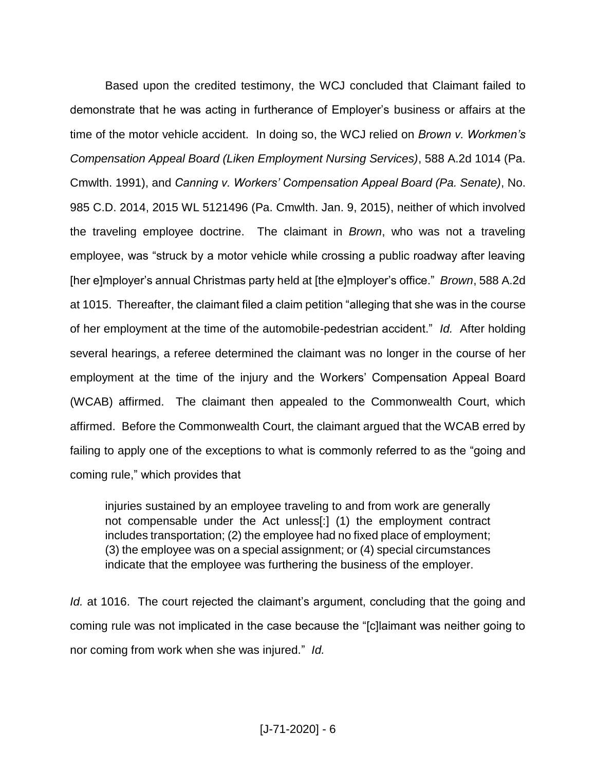Based upon the credited testimony, the WCJ concluded that Claimant failed to demonstrate that he was acting in furtherance of Employer's business or affairs at the time of the motor vehicle accident. In doing so, the WCJ relied on *Brown v. Workmen's Compensation Appeal Board (Liken Employment Nursing Services)*, 588 A.2d 1014 (Pa. Cmwlth. 1991), and *Canning v. Workers' Compensation Appeal Board (Pa. Senate)*, No. 985 C.D. 2014, 2015 WL 5121496 (Pa. Cmwlth. Jan. 9, 2015), neither of which involved the traveling employee doctrine. The claimant in *Brown*, who was not a traveling employee, was "struck by a motor vehicle while crossing a public roadway after leaving [her e]mployer's annual Christmas party held at [the e]mployer's office." *Brown*, 588 A.2d at 1015. Thereafter, the claimant filed a claim petition "alleging that she was in the course of her employment at the time of the automobile-pedestrian accident." *Id.* After holding several hearings, a referee determined the claimant was no longer in the course of her employment at the time of the injury and the Workers' Compensation Appeal Board (WCAB) affirmed. The claimant then appealed to the Commonwealth Court, which affirmed. Before the Commonwealth Court, the claimant argued that the WCAB erred by failing to apply one of the exceptions to what is commonly referred to as the "going and coming rule," which provides that

> injuries sustained by an employee traveling to and from work are generally not compensable under the Act unless[:] (1) the employment contract includes transportation; (2) the employee had no fixed place of employment; (3) the employee was on a special assignment; or (4) special circumstances indicate that the employee was furthering the business of the employer.

*Id.* at 1016. The court rejected the claimant's argument, concluding that the going and coming rule was not implicated in the case because the "[c]laimant was neither going to nor coming from work when she was injured." *Id.*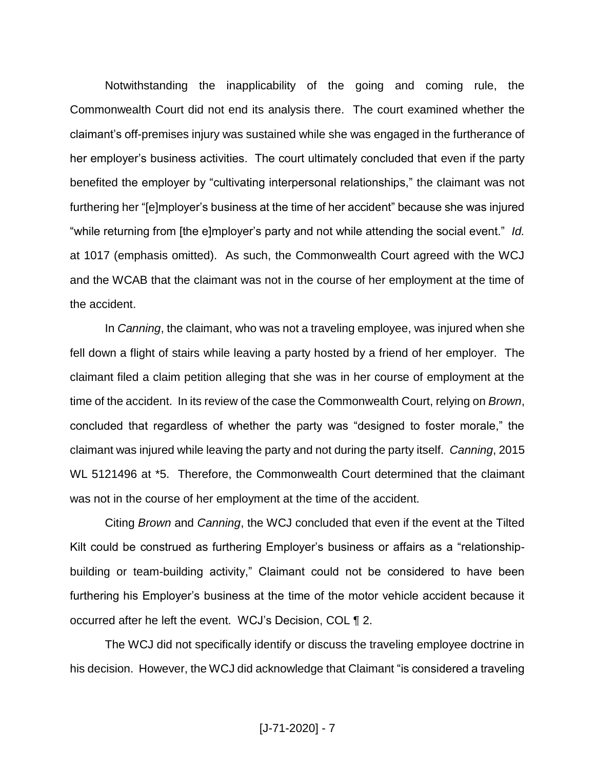Notwithstanding the inapplicability of the going and coming rule, the Commonwealth Court did not end its analysis there. The court examined whether the claimant's off-premises injury was sustained while she was engaged in the furtherance of her employer's business activities. The court ultimately concluded that even if the party benefited the employer by "cultivating interpersonal relationships," the claimant was not furthering her "[e]mployer's business at the time of her accident" because she was injured "while returning from [the e]mployer's party and not while attending the social event." *Id.* at 1017 (emphasis omitted). As such, the Commonwealth Court agreed with the WCJ and the WCAB that the claimant was not in the course of her employment at the time of the accident.

In *Canning*, the claimant, who was not a traveling employee, was injured when she fell down a flight of stairs while leaving a party hosted by a friend of her employer. The claimant filed a claim petition alleging that she was in her course of employment at the time of the accident. In its review of the case the Commonwealth Court, relying on *Brown*, concluded that regardless of whether the party was "designed to foster morale," the claimant was injured while leaving the party and not during the party itself. *Canning*, 2015 WL 5121496 at *5. Therefore, the Commonwealth Court determined that the claimant was not in the course of her employment at the time of the accident.

Citing *Brown* and *Canning*, the WCJ concluded that even if the event at the Tilted Kilt could be construed as furthering Employer's business or affairs as a "relationship-building or team-building activity," Claimant could not be considered to have been furthering his Employer's business at the time of the motor vehicle accident because it occurred after he left the event. WCJ's Decision, COL ¶ 2.

The WCJ did not specifically identify or discuss the traveling employee doctrine in his decision. However, the WCJ did acknowledge that Claimant "is considered a traveling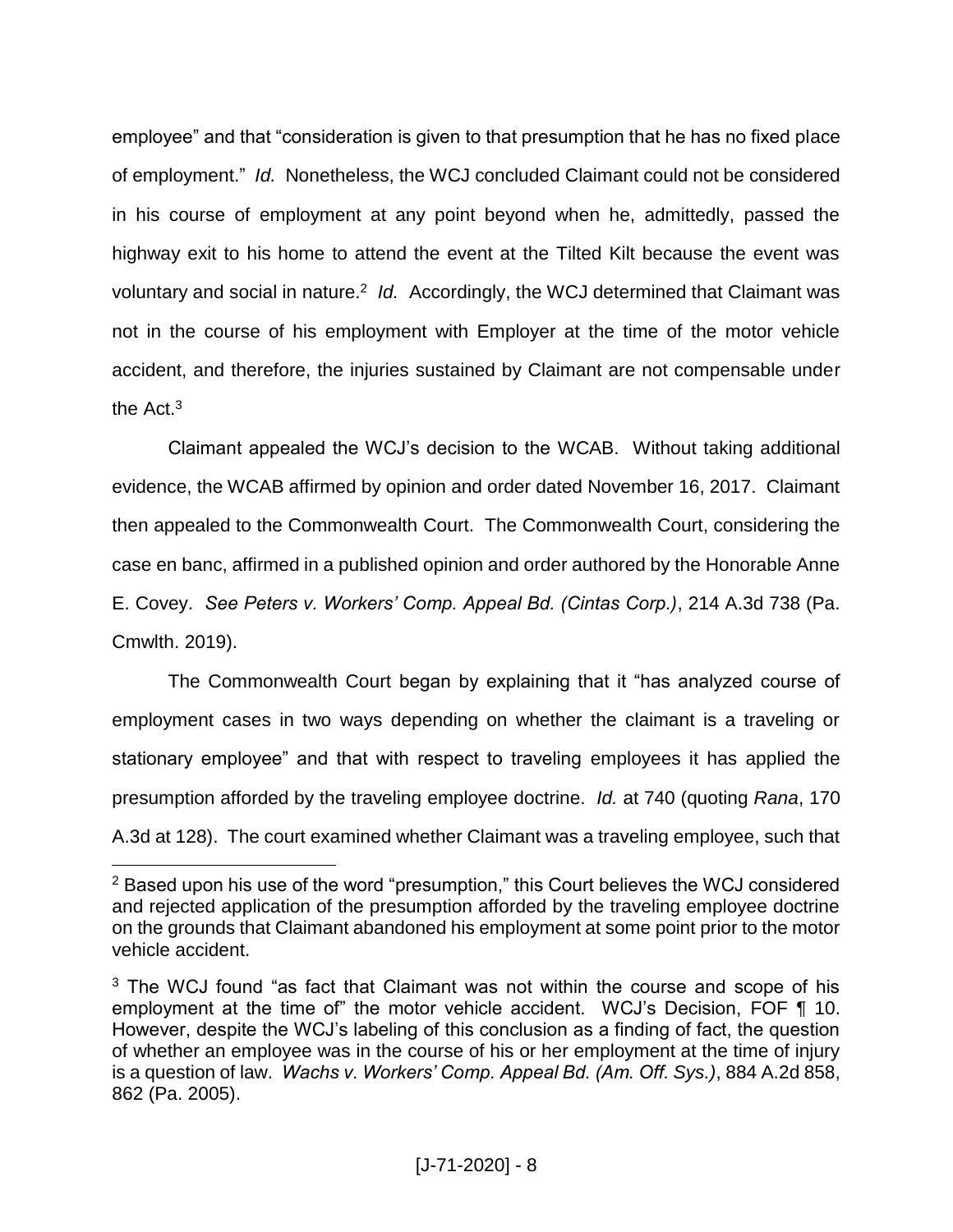employee" and that "consideration is given to that presumption that he has no fixed place of employment." *Id.* Nonetheless, the WCJ concluded Claimant could not be considered in his course of employment at any point beyond when he, admittedly, passed the highway exit to his home to attend the event at the Tilted Kilt because the event was voluntary and social in nature.[2] *Id.* Accordingly, the WCJ determined that Claimant was not in the course of his employment with Employer at the time of the motor vehicle accident, and therefore, the injuries sustained by Claimant are not compensable under the Act.[3]

Claimant appealed the WCJ's decision to the WCAB. Without taking additional evidence, the WCAB affirmed by opinion and order dated November 16, 2017. Claimant then appealed to the Commonwealth Court. The Commonwealth Court, considering the case en banc, affirmed in a published opinion and order authored by the Honorable Anne E. Covey. *See Peters v. Workers' Comp. Appeal Bd. (Cintas Corp.)*, 214 A.3d 738 (Pa. Cmwlth. 2019).

The Commonwealth Court began by explaining that it "has analyzed course of employment cases in two ways depending on whether the claimant is a traveling or stationary employee" and that with respect to traveling employees it has applied the presumption afforded by the traveling employee doctrine. *Id.* at 740 (quoting *Rana*, 170 A.3d at 128). The court examined whether Claimant was a traveling employee, such that

---

[2] Based upon his use of the word "presumption," this Court believes the WCJ considered and rejected application of the presumption afforded by the traveling employee doctrine on the grounds that Claimant abandoned his employment at some point prior to the motor vehicle accident.

[3] The WCJ found "as fact that Claimant was not within the course and scope of his employment at the time of" the motor vehicle accident. WCJ's Decision, FOF ¶ 10. However, despite the WCJ's labeling of this conclusion as a finding of fact, the question of whether an employee was in the course of his or her employment at the time of injury is a question of law. *Wachs v. Workers' Comp. Appeal Bd. (Am. Off. Sys.)*, 884 A.2d 858, 862 (Pa. 2005).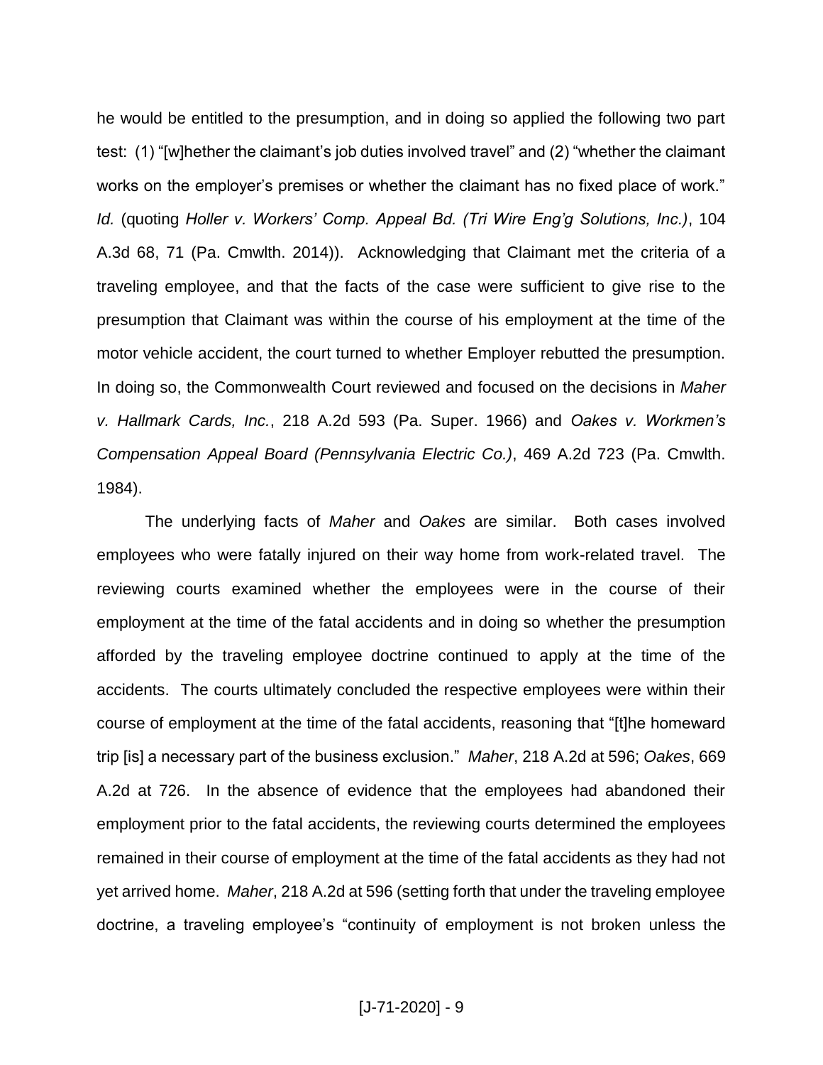he would be entitled to the presumption, and in doing so applied the following two part test: (1) "[w]hether the claimant's job duties involved travel" and (2) "whether the claimant works on the employer's premises or whether the claimant has no fixed place of work." *Id.* (quoting *Holler v. Workers' Comp. Appeal Bd. (Tri Wire Eng'g Solutions, Inc.)*, 104 A.3d 68, 71 (Pa. Cmwlth. 2014)). Acknowledging that Claimant met the criteria of a traveling employee, and that the facts of the case were sufficient to give rise to the presumption that Claimant was within the course of his employment at the time of the motor vehicle accident, the court turned to whether Employer rebutted the presumption. In doing so, the Commonwealth Court reviewed and focused on the decisions in *Maher v. Hallmark Cards, Inc.*, 218 A.2d 593 (Pa. Super. 1966) and *Oakes v. Workmen's Compensation Appeal Board (Pennsylvania Electric Co.)*, 469 A.2d 723 (Pa. Cmwlth. 1984).

The underlying facts of *Maher* and *Oakes* are similar. Both cases involved employees who were fatally injured on their way home from work-related travel. The reviewing courts examined whether the employees were in the course of their employment at the time of the fatal accidents and in doing so whether the presumption afforded by the traveling employee doctrine continued to apply at the time of the accidents. The courts ultimately concluded the respective employees were within their course of employment at the time of the fatal accidents, reasoning that "[t]he homeward trip [is] a necessary part of the business exclusion." *Maher*, 218 A.2d at 596; *Oakes*, 669 A.2d at 726. In the absence of evidence that the employees had abandoned their employment prior to the fatal accidents, the reviewing courts determined the employees remained in their course of employment at the time of the fatal accidents as they had not yet arrived home. *Maher*, 218 A.2d at 596 (setting forth that under the traveling employee doctrine, a traveling employee's "continuity of employment is not broken unless the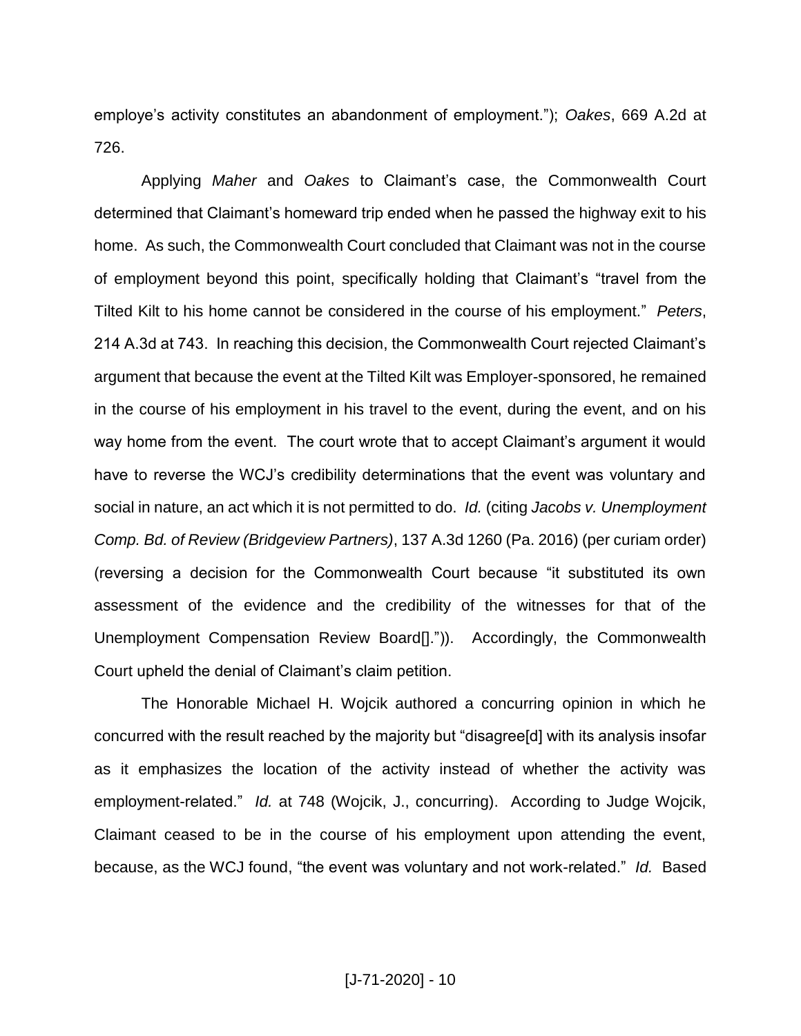employe's activity constitutes an abandonment of employment."); *Oakes*, 669 A.2d at 726.

Applying *Maher* and *Oakes* to Claimant's case, the Commonwealth Court determined that Claimant's homeward trip ended when he passed the highway exit to his home. As such, the Commonwealth Court concluded that Claimant was not in the course of employment beyond this point, specifically holding that Claimant's "travel from the Tilted Kilt to his home cannot be considered in the course of his employment." *Peters*, 214 A.3d at 743. In reaching this decision, the Commonwealth Court rejected Claimant's argument that because the event at the Tilted Kilt was Employer-sponsored, he remained in the course of his employment in his travel to the event, during the event, and on his way home from the event. The court wrote that to accept Claimant's argument it would have to reverse the WCJ's credibility determinations that the event was voluntary and social in nature, an act which it is not permitted to do. *Id.* (citing *Jacobs v. Unemployment Comp. Bd. of Review (Bridgeview Partners)*, 137 A.3d 1260 (Pa. 2016) (per curiam order) (reversing a decision for the Commonwealth Court because "it substituted its own assessment of the evidence and the credibility of the witnesses for that of the Unemployment Compensation Review Board[]."")). Accordingly, the Commonwealth Court upheld the denial of Claimant's claim petition.

The Honorable Michael H. Wojcik authored a concurring opinion in which he concurred with the result reached by the majority but "disagree[d] with its analysis insofar as it emphasizes the location of the activity instead of whether the activity was employment-related." *Id.* at 748 (Wojcik, J., concurring). According to Judge Wojcik, Claimant ceased to be in the course of his employment upon attending the event, because, as the WCJ found, "the event was voluntary and not work-related." *Id.* Based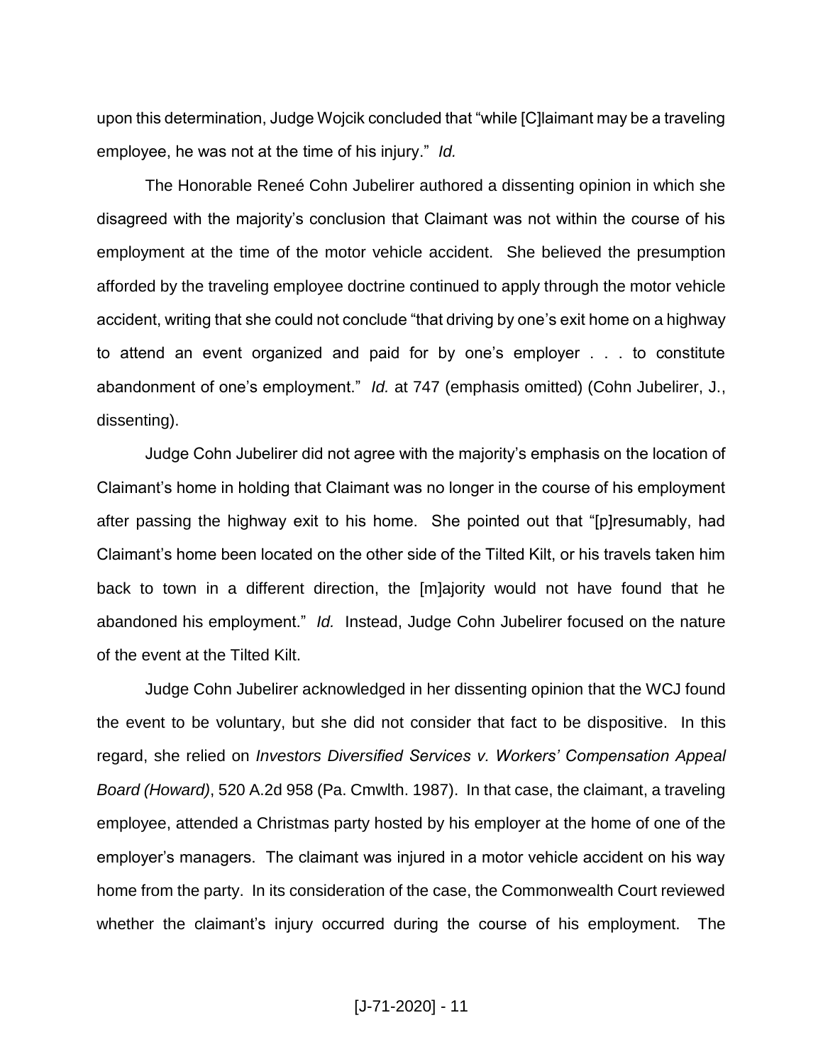upon this determination, Judge Wojcik concluded that "while [C]laimant may be a traveling employee, he was not at the time of his injury." *Id.*

The Honorable Reneé Cohn Jubelirer authored a dissenting opinion in which she disagreed with the majority's conclusion that Claimant was not within the course of his employment at the time of the motor vehicle accident. She believed the presumption afforded by the traveling employee doctrine continued to apply through the motor vehicle accident, writing that she could not conclude "that driving by one's exit home on a highway to attend an event organized and paid for by one's employer . . . to constitute abandonment of one's employment." *Id.* at 747 (emphasis omitted) (Cohn Jubelirer, J., dissenting).

Judge Cohn Jubelirer did not agree with the majority's emphasis on the location of Claimant's home in holding that Claimant was no longer in the course of his employment after passing the highway exit to his home. She pointed out that "[p]resumably, had Claimant's home been located on the other side of the Tilted Kilt, or his travels taken him back to town in a different direction, the [m]ajority would not have found that he abandoned his employment." *Id.* Instead, Judge Cohn Jubelirer focused on the nature of the event at the Tilted Kilt.

Judge Cohn Jubelirer acknowledged in her dissenting opinion that the WCJ found the event to be voluntary, but she did not consider that fact to be dispositive. In this regard, she relied on *Investors Diversified Services v. Workers' Compensation Appeal Board (Howard)*, 520 A.2d 958 (Pa. Cmwlth. 1987). In that case, the claimant, a traveling employee, attended a Christmas party hosted by his employer at the home of one of the employer's managers. The claimant was injured in a motor vehicle accident on his way home from the party. In its consideration of the case, the Commonwealth Court reviewed whether the claimant's injury occurred during the course of his employment. The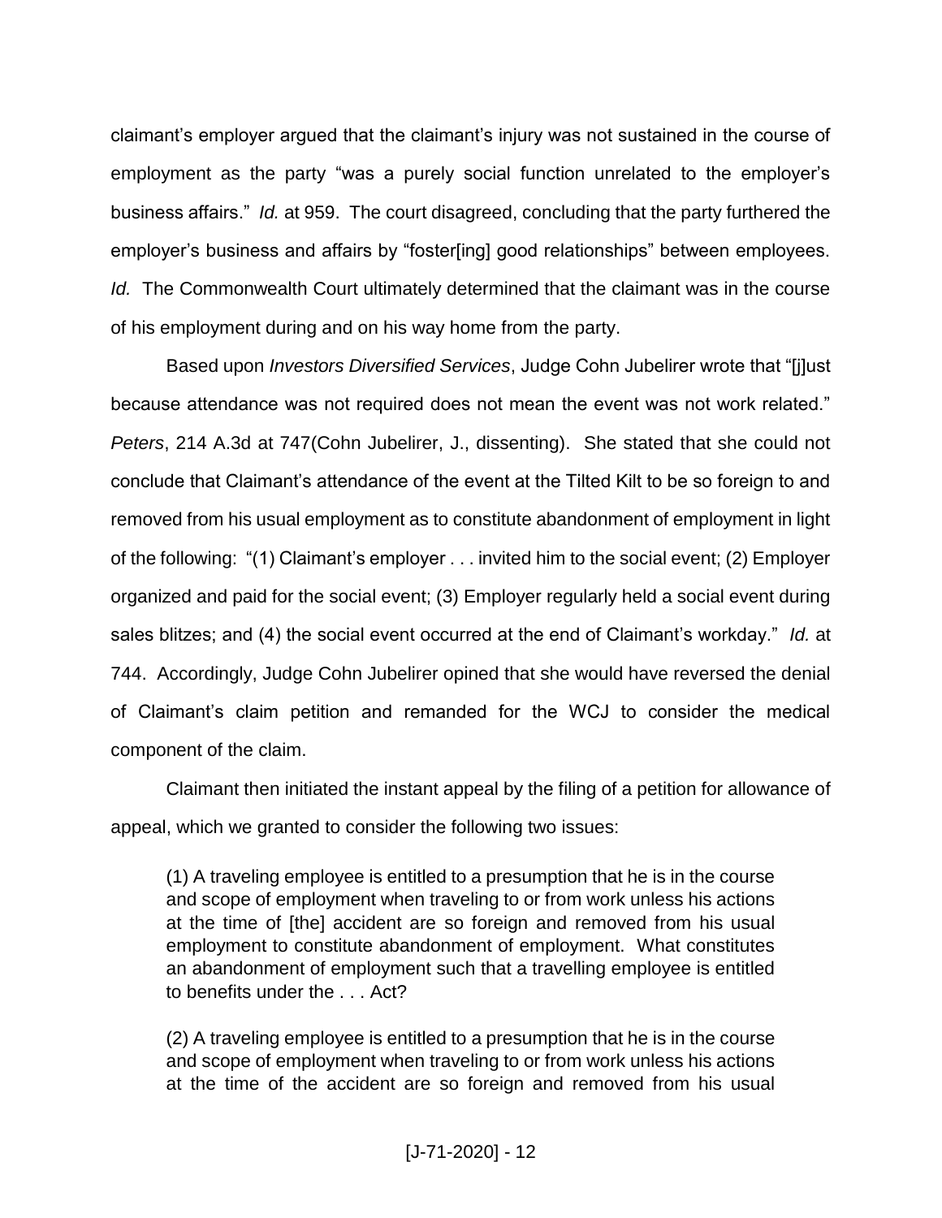claimant's employer argued that the claimant's injury was not sustained in the course of employment as the party "was a purely social function unrelated to the employer's business affairs." *Id.* at 959. The court disagreed, concluding that the party furthered the employer's business and affairs by "foster[ing] good relationships" between employees. *Id.* The Commonwealth Court ultimately determined that the claimant was in the course of his employment during and on his way home from the party.

Based upon *Investors Diversified Services*, Judge Cohn Jubelirer wrote that "[j]ust because attendance was not required does not mean the event was not work related." *Peters*, 214 A.3d at 747(Cohn Jubelirer, J., dissenting). She stated that she could not conclude that Claimant's attendance of the event at the Tilted Kilt to be so foreign to and removed from his usual employment as to constitute abandonment of employment in light of the following: "(1) Claimant's employer . . . invited him to the social event; (2) Employer organized and paid for the social event; (3) Employer regularly held a social event during sales blitzes; and (4) the social event occurred at the end of Claimant's workday." *Id.* at 744. Accordingly, Judge Cohn Jubelirer opined that she would have reversed the denial of Claimant's claim petition and remanded for the WCJ to consider the medical component of the claim.

Claimant then initiated the instant appeal by the filing of a petition for allowance of appeal, which we granted to consider the following two issues:

> (1) A traveling employee is entitled to a presumption that he is in the course and scope of employment when traveling to or from work unless his actions at the time of [the] accident are so foreign and removed from his usual employment to constitute abandonment of employment. What constitutes an abandonment of employment such that a travelling employee is entitled to benefits under the . . . Act?
>
> (2) A traveling employee is entitled to a presumption that he is in the course and scope of employment when traveling to or from work unless his actions at the time of the accident are so foreign and removed from his usual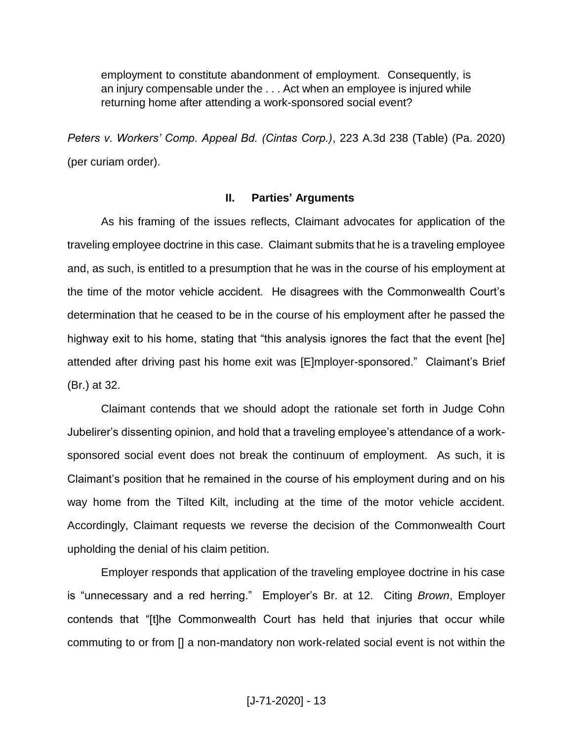> employment to constitute abandonment of employment. Consequently, is an injury compensable under the . . . Act when an employee is injured while returning home after attending a work-sponsored social event?

*Peters v. Workers' Comp. Appeal Bd. (Cintas Corp.)*, 223 A.3d 238 (Table) (Pa. 2020) (per curiam order).

## II. Parties' Arguments

As his framing of the issues reflects, Claimant advocates for application of the traveling employee doctrine in this case. Claimant submits that he is a traveling employee and, as such, is entitled to a presumption that he was in the course of his employment at the time of the motor vehicle accident. He disagrees with the Commonwealth Court's determination that he ceased to be in the course of his employment after he passed the highway exit to his home, stating that "this analysis ignores the fact that the event [he] attended after driving past his home exit was [E]mployer-sponsored." Claimant's Brief (Br.) at 32.

Claimant contends that we should adopt the rationale set forth in Judge Cohn Jubelirer's dissenting opinion, and hold that a traveling employee's attendance of a work-sponsored social event does not break the continuum of employment. As such, it is Claimant's position that he remained in the course of his employment during and on his way home from the Tilted Kilt, including at the time of the motor vehicle accident. Accordingly, Claimant requests we reverse the decision of the Commonwealth Court upholding the denial of his claim petition.

Employer responds that application of the traveling employee doctrine in his case is "unnecessary and a red herring." Employer's Br. at 12. Citing *Brown*, Employer contends that "[t]he Commonwealth Court has held that injuries that occur while commuting to or from [] a non-mandatory non work-related social event is not within the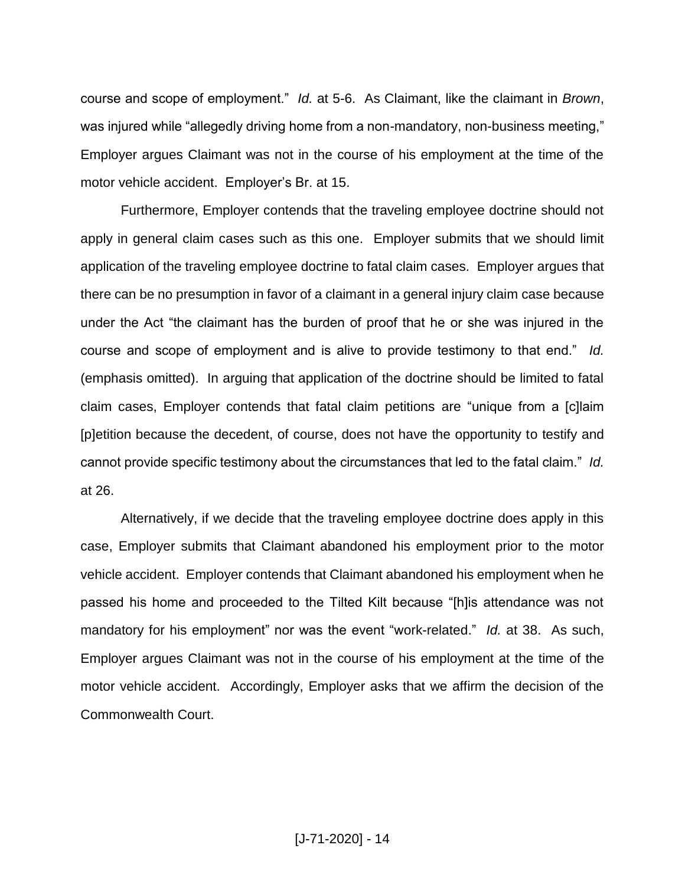course and scope of employment." *Id.* at 5-6. As Claimant, like the claimant in *Brown*, was injured while "allegedly driving home from a non-mandatory, non-business meeting," Employer argues Claimant was not in the course of his employment at the time of the motor vehicle accident. Employer's Br. at 15.

Furthermore, Employer contends that the traveling employee doctrine should not apply in general claim cases such as this one. Employer submits that we should limit application of the traveling employee doctrine to fatal claim cases. Employer argues that there can be no presumption in favor of a claimant in a general injury claim case because under the Act "the claimant has the burden of proof that he or she was injured in the course and scope of employment and is alive to provide testimony to that end." *Id.* (emphasis omitted). In arguing that application of the doctrine should be limited to fatal claim cases, Employer contends that fatal claim petitions are "unique from a [c]laim [p]etition because the decedent, of course, does not have the opportunity to testify and cannot provide specific testimony about the circumstances that led to the fatal claim." *Id.* at 26.

Alternatively, if we decide that the traveling employee doctrine does apply in this case, Employer submits that Claimant abandoned his employment prior to the motor vehicle accident. Employer contends that Claimant abandoned his employment when he passed his home and proceeded to the Tilted Kilt because "[h]is attendance was not mandatory for his employment" nor was the event "work-related." *Id.* at 38. As such, Employer argues Claimant was not in the course of his employment at the time of the motor vehicle accident. Accordingly, Employer asks that we affirm the decision of the Commonwealth Court.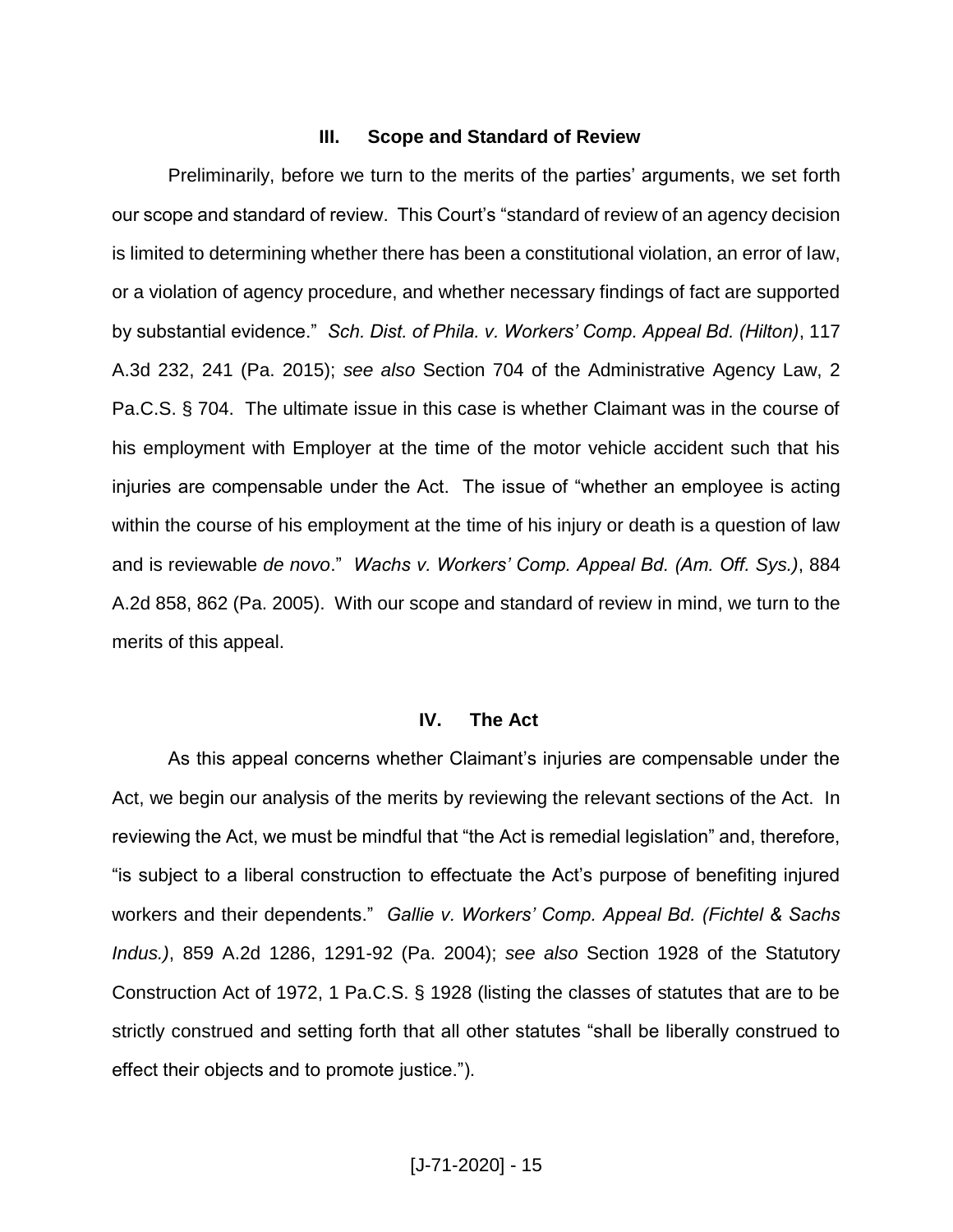### III. Scope and Standard of Review

Preliminarily, before we turn to the merits of the parties' arguments, we set forth our scope and standard of review. This Court's "standard of review of an agency decision is limited to determining whether there has been a constitutional violation, an error of law, or a violation of agency procedure, and whether necessary findings of fact are supported by substantial evidence." *Sch. Dist. of Phila. v. Workers' Comp. Appeal Bd. (Hilton)*, 117 A.3d 232, 241 (Pa. 2015); *see also* Section 704 of the Administrative Agency Law, 2 Pa.C.S. § 704. The ultimate issue in this case is whether Claimant was in the course of his employment with Employer at the time of the motor vehicle accident such that his injuries are compensable under the Act. The issue of "whether an employee is acting within the course of his employment at the time of his injury or death is a question of law and is reviewable *de novo*." *Wachs v. Workers' Comp. Appeal Bd. (Am. Off. Sys.)*, 884 A.2d 858, 862 (Pa. 2005). With our scope and standard of review in mind, we turn to the merits of this appeal.

### IV. The Act

As this appeal concerns whether Claimant's injuries are compensable under the Act, we begin our analysis of the merits by reviewing the relevant sections of the Act. In reviewing the Act, we must be mindful that "the Act is remedial legislation" and, therefore, "is subject to a liberal construction to effectuate the Act's purpose of benefiting injured workers and their dependents." *Gallie v. Workers' Comp. Appeal Bd. (Fichtel & Sachs Indus.)*, 859 A.2d 1286, 1291-92 (Pa. 2004); *see also* Section 1928 of the Statutory Construction Act of 1972, 1 Pa.C.S. § 1928 (listing the classes of statutes that are to be strictly construed and setting forth that all other statutes "shall be liberally construed to effect their objects and to promote justice.").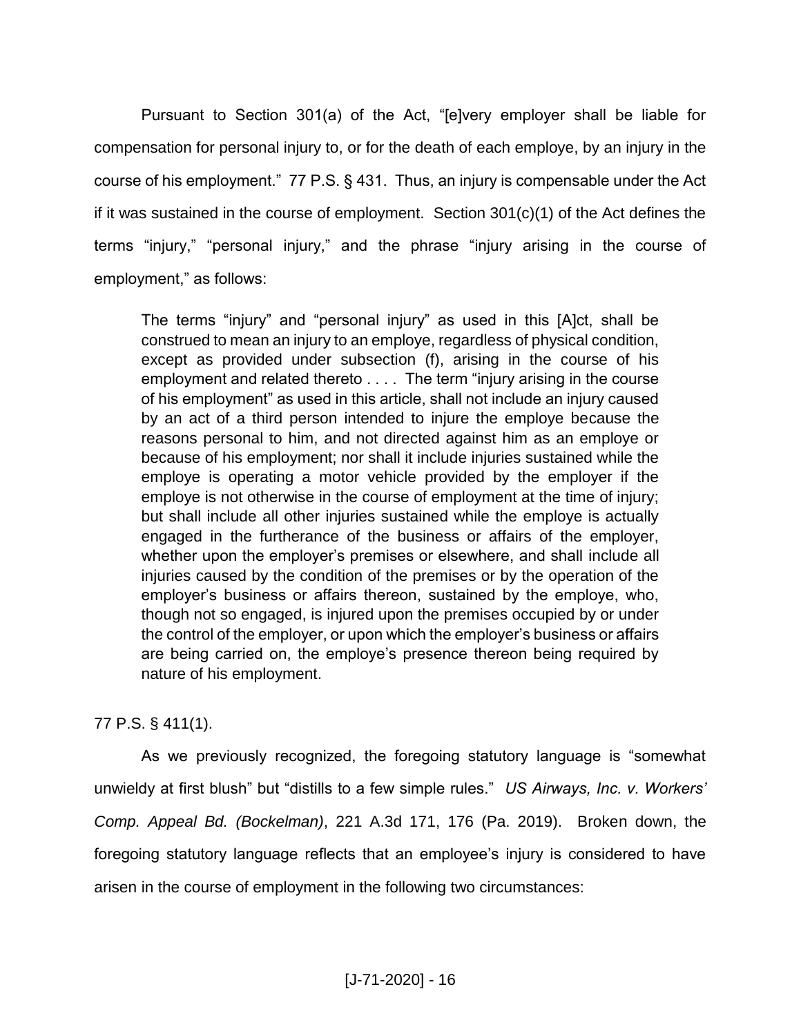Pursuant to Section 301(a) of the Act, "[e]very employer shall be liable for compensation for personal injury to, or for the death of each employe, by an injury in the course of his employment." 77 P.S. § 431. Thus, an injury is compensable under the Act if it was sustained in the course of employment. Section 301(c)(1) of the Act defines the terms "injury," "personal injury," and the phrase "injury arising in the course of employment," as follows:

> The terms "injury" and "personal injury" as used in this [A]ct, shall be construed to mean an injury to an employe, regardless of physical condition, except as provided under subsection (f), arising in the course of his employment and related thereto . . . . The term "injury arising in the course of his employment" as used in this article, shall not include an injury caused by an act of a third person intended to injure the employe because the reasons personal to him, and not directed against him as an employe or because of his employment; nor shall it include injuries sustained while the employe is operating a motor vehicle provided by the employer if the employe is not otherwise in the course of employment at the time of injury; but shall include all other injuries sustained while the employe is actually engaged in the furtherance of the business or affairs of the employer, whether upon the employer's premises or elsewhere, and shall include all injuries caused by the condition of the premises or by the operation of the employer's business or affairs thereon, sustained by the employe, who, though not so engaged, is injured upon the premises occupied by or under the control of the employer, or upon which the employer's business or affairs are being carried on, the employe's presence thereon being required by nature of his employment.

77 P.S. § 411(1).

As we previously recognized, the foregoing statutory language is "somewhat unwieldy at first blush" but "distills to a few simple rules." *US Airways, Inc. v. Workers' Comp. Appeal Bd. (Bockelman)*, 221 A.3d 171, 176 (Pa. 2019). Broken down, the foregoing statutory language reflects that an employee's injury is considered to have arisen in the course of employment in the following two circumstances: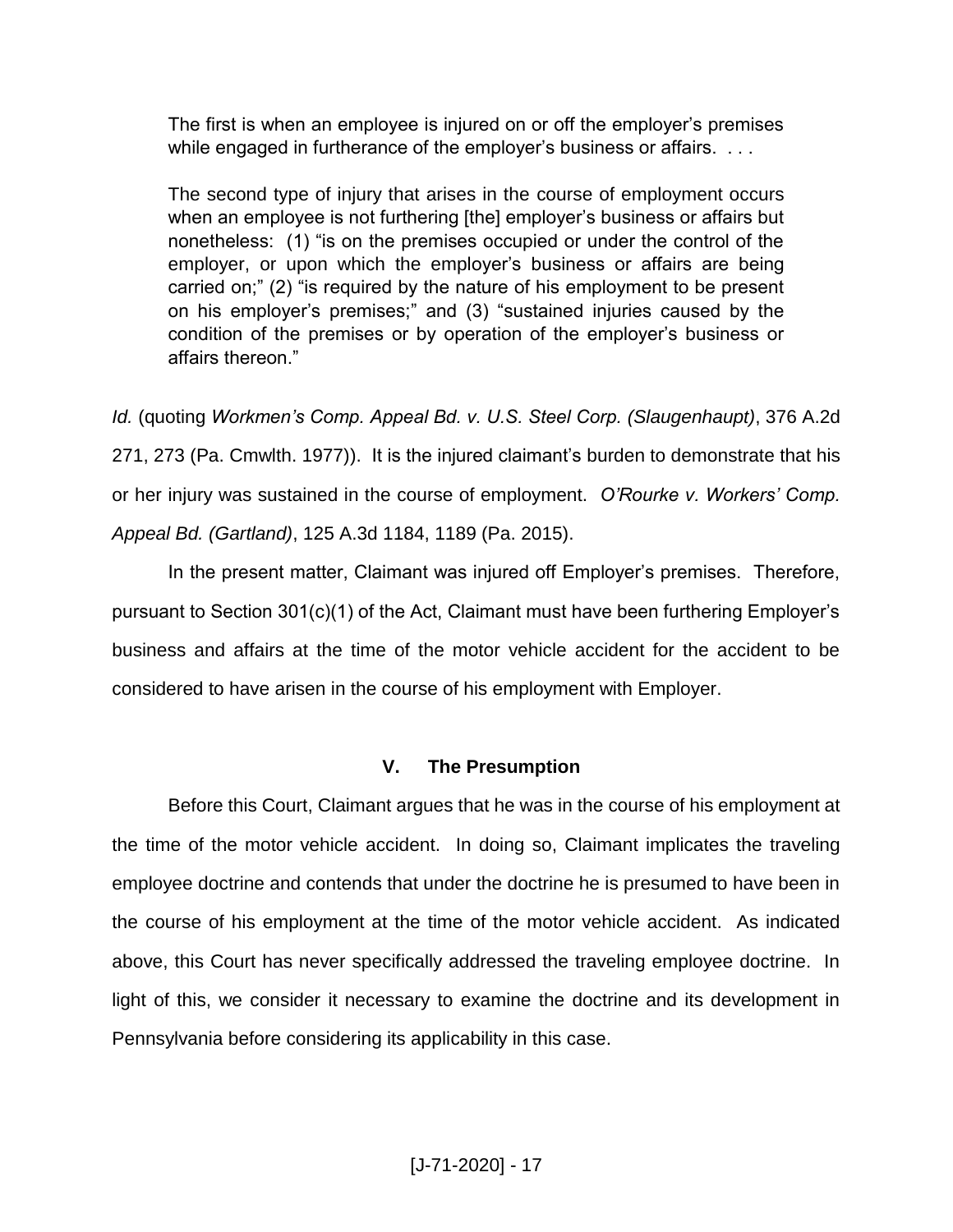> The first is when an employee is injured on or off the employer's premises while engaged in furtherance of the employer's business or affairs. . . .
>
> The second type of injury that arises in the course of employment occurs when an employee is not furthering [the] employer's business or affairs but nonetheless: (1) "is on the premises occupied or under the control of the employer, or upon which the employer's business or affairs are being carried on;" (2) "is required by the nature of his employment to be present on his employer's premises;" and (3) "sustained injuries caused by the condition of the premises or by operation of the employer's business or affairs thereon."

*Id.* (quoting *Workmen's Comp. Appeal Bd. v. U.S. Steel Corp. (Slaugenhaupt)*, 376 A.2d 271, 273 (Pa. Cmwlth. 1977)). It is the injured claimant's burden to demonstrate that his or her injury was sustained in the course of employment. *O'Rourke v. Workers' Comp. Appeal Bd. (Gartland)*, 125 A.3d 1184, 1189 (Pa. 2015).

In the present matter, Claimant was injured off Employer's premises. Therefore, pursuant to Section 301(c)(1) of the Act, Claimant must have been furthering Employer's business and affairs at the time of the motor vehicle accident for the accident to be considered to have arisen in the course of his employment with Employer.

## V. The Presumption

Before this Court, Claimant argues that he was in the course of his employment at the time of the motor vehicle accident. In doing so, Claimant implicates the traveling employee doctrine and contends that under the doctrine he is presumed to have been in the course of his employment at the time of the motor vehicle accident. As indicated above, this Court has never specifically addressed the traveling employee doctrine. In light of this, we consider it necessary to examine the doctrine and its development in Pennsylvania before considering its applicability in this case.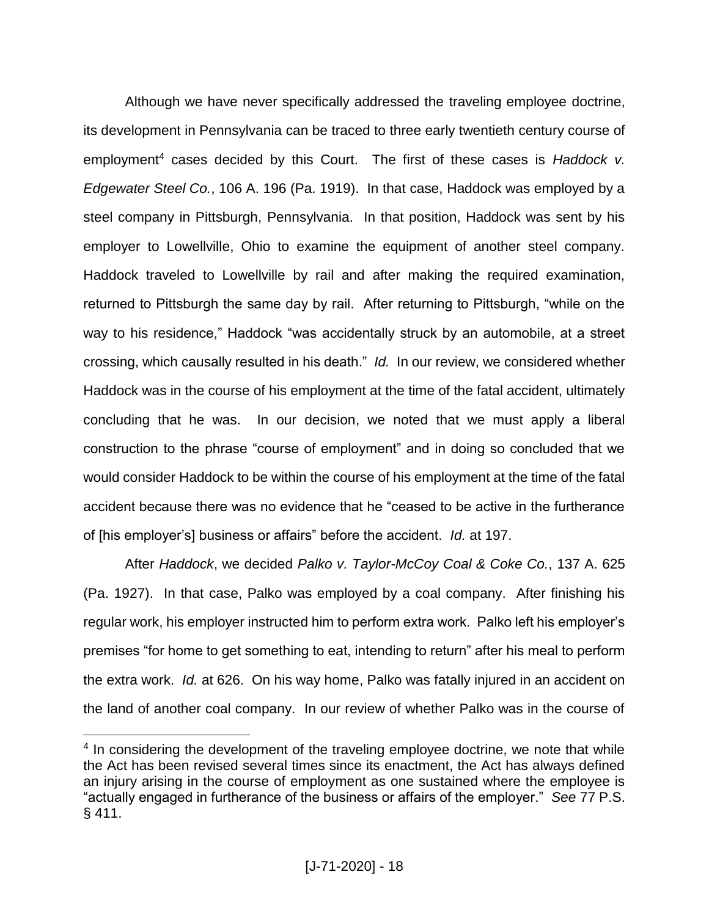Although we have never specifically addressed the traveling employee doctrine, its development in Pennsylvania can be traced to three early twentieth century course of employment[4] cases decided by this Court. The first of these cases is *Haddock v. Edgewater Steel Co.*, 106 A. 196 (Pa. 1919). In that case, Haddock was employed by a steel company in Pittsburgh, Pennsylvania. In that position, Haddock was sent by his employer to Lowellville, Ohio to examine the equipment of another steel company. Haddock traveled to Lowellville by rail and after making the required examination, returned to Pittsburgh the same day by rail. After returning to Pittsburgh, "while on the way to his residence," Haddock "was accidentally struck by an automobile, at a street crossing, which causally resulted in his death." *Id.* In our review, we considered whether Haddock was in the course of his employment at the time of the fatal accident, ultimately concluding that he was. In our decision, we noted that we must apply a liberal construction to the phrase "course of employment" and in doing so concluded that we would consider Haddock to be within the course of his employment at the time of the fatal accident because there was no evidence that he "ceased to be active in the furtherance of [his employer's] business or affairs" before the accident. *Id.* at 197.

After *Haddock*, we decided *Palko v. Taylor-McCoy Coal & Coke Co.*, 137 A. 625 (Pa. 1927). In that case, Palko was employed by a coal company. After finishing his regular work, his employer instructed him to perform extra work. Palko left his employer's premises "for home to get something to eat, intending to return" after his meal to perform the extra work. *Id.* at 626. On his way home, Palko was fatally injured in an accident on the land of another coal company. In our review of whether Palko was in the course of

---

[4] In considering the development of the traveling employee doctrine, we note that while the Act has been revised several times since its enactment, the Act has always defined an injury arising in the course of employment as one sustained where the employee is "actually engaged in furtherance of the business or affairs of the employer." *See* 77 P.S. § 411.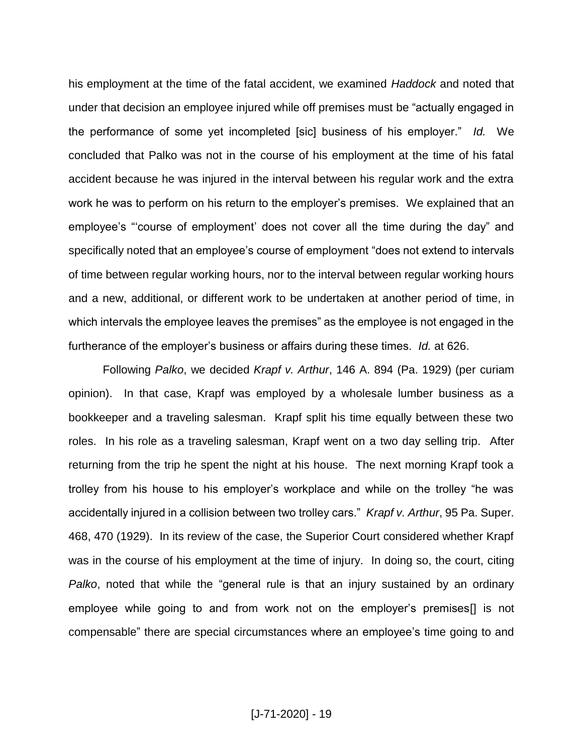his employment at the time of the fatal accident, we examined *Haddock* and noted that under that decision an employee injured while off premises must be "actually engaged in the performance of some yet incompleted [sic] business of his employer." *Id.* We concluded that Palko was not in the course of his employment at the time of his fatal accident because he was injured in the interval between his regular work and the extra work he was to perform on his return to the employer's premises. We explained that an employee's "'course of employment' does not cover all the time during the day" and specifically noted that an employee's course of employment "does not extend to intervals of time between regular working hours, nor to the interval between regular working hours and a new, additional, or different work to be undertaken at another period of time, in which intervals the employee leaves the premises" as the employee is not engaged in the furtherance of the employer's business or affairs during these times. *Id.* at 626.

Following *Palko*, we decided *Krapf v. Arthur*, 146 A. 894 (Pa. 1929) (per curiam opinion). In that case, Krapf was employed by a wholesale lumber business as a bookkeeper and a traveling salesman. Krapf split his time equally between these two roles. In his role as a traveling salesman, Krapf went on a two day selling trip. After returning from the trip he spent the night at his house. The next morning Krapf took a trolley from his house to his employer's workplace and while on the trolley "he was accidentally injured in a collision between two trolley cars." *Krapf v. Arthur*, 95 Pa. Super. 468, 470 (1929). In its review of the case, the Superior Court considered whether Krapf was in the course of his employment at the time of injury. In doing so, the court, citing *Palko*, noted that while the "general rule is that an injury sustained by an ordinary employee while going to and from work not on the employer's premises[] is not compensable" there are special circumstances where an employee's time going to and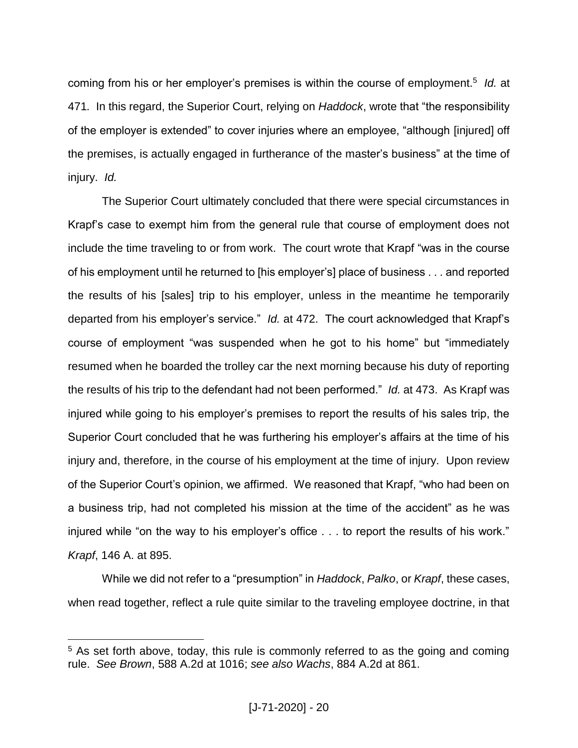coming from his or her employer's premises is within the course of employment.[5] *Id.* at 471. In this regard, the Superior Court, relying on *Haddock*, wrote that "the responsibility of the employer is extended" to cover injuries where an employee, "although [injured] off the premises, is actually engaged in furtherance of the master's business" at the time of injury. *Id.*

The Superior Court ultimately concluded that there were special circumstances in Krapf's case to exempt him from the general rule that course of employment does not include the time traveling to or from work. The court wrote that Krapf "was in the course of his employment until he returned to [his employer's] place of business . . . and reported the results of his [sales] trip to his employer, unless in the meantime he temporarily departed from his employer's service." *Id.* at 472. The court acknowledged that Krapf's course of employment "was suspended when he got to his home" but "immediately resumed when he boarded the trolley car the next morning because his duty of reporting the results of his trip to the defendant had not been performed." *Id.* at 473. As Krapf was injured while going to his employer's premises to report the results of his sales trip, the Superior Court concluded that he was furthering his employer's affairs at the time of his injury and, therefore, in the course of his employment at the time of injury. Upon review of the Superior Court's opinion, we affirmed. We reasoned that Krapf, "who had been on a business trip, had not completed his mission at the time of the accident" as he was injured while "on the way to his employer's office . . . to report the results of his work." *Krapf*, 146 A. at 895.

While we did not refer to a "presumption" in *Haddock*, *Palko*, or *Krapf*, these cases, when read together, reflect a rule quite similar to the traveling employee doctrine, in that

---

[5] As set forth above, today, this rule is commonly referred to as the going and coming rule. *See Brown*, 588 A.2d at 1016; *see also Wachs*, 884 A.2d at 861.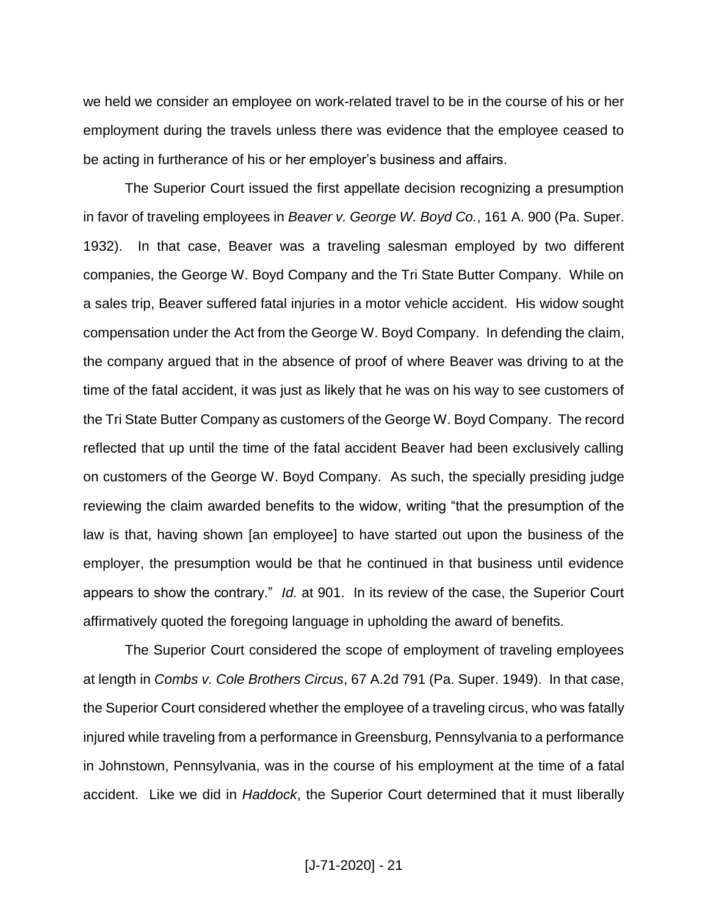we held we consider an employee on work-related travel to be in the course of his or her employment during the travels unless there was evidence that the employee ceased to be acting in furtherance of his or her employer's business and affairs.

The Superior Court issued the first appellate decision recognizing a presumption in favor of traveling employees in *Beaver v. George W. Boyd Co.*, 161 A. 900 (Pa. Super. 1932). In that case, Beaver was a traveling salesman employed by two different companies, the George W. Boyd Company and the Tri State Butter Company. While on a sales trip, Beaver suffered fatal injuries in a motor vehicle accident. His widow sought compensation under the Act from the George W. Boyd Company. In defending the claim, the company argued that in the absence of proof of where Beaver was driving to at the time of the fatal accident, it was just as likely that he was on his way to see customers of the Tri State Butter Company as customers of the George W. Boyd Company. The record reflected that up until the time of the fatal accident Beaver had been exclusively calling on customers of the George W. Boyd Company. As such, the specially presiding judge reviewing the claim awarded benefits to the widow, writing "that the presumption of the law is that, having shown [an employee] to have started out upon the business of the employer, the presumption would be that he continued in that business until evidence appears to show the contrary." *Id.* at 901. In its review of the case, the Superior Court affirmatively quoted the foregoing language in upholding the award of benefits.

The Superior Court considered the scope of employment of traveling employees at length in *Combs v. Cole Brothers Circus*, 67 A.2d 791 (Pa. Super. 1949). In that case, the Superior Court considered whether the employee of a traveling circus, who was fatally injured while traveling from a performance in Greensburg, Pennsylvania to a performance in Johnstown, Pennsylvania, was in the course of his employment at the time of a fatal accident. Like we did in *Haddock*, the Superior Court determined that it must liberally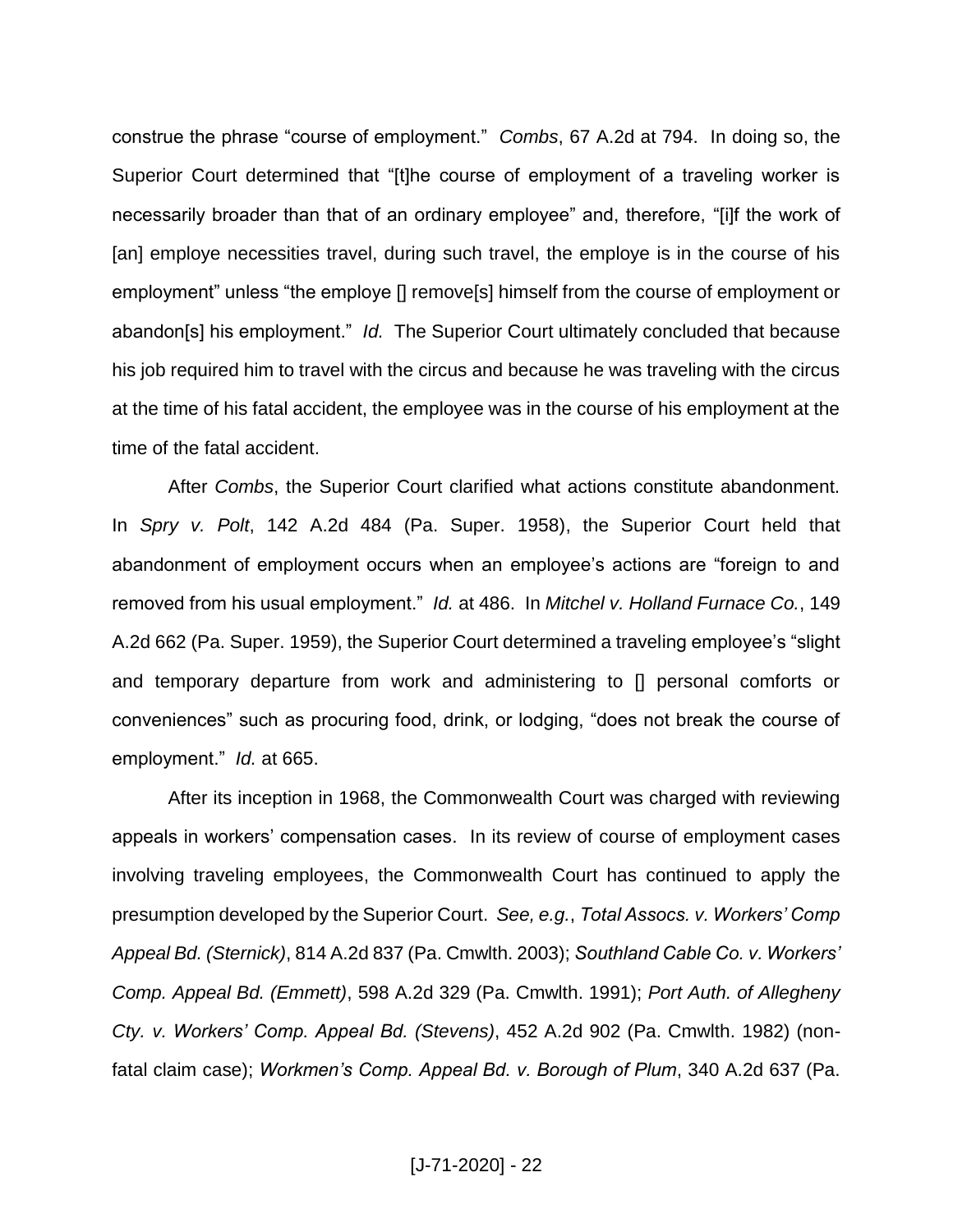construe the phrase "course of employment." *Combs*, 67 A.2d at 794. In doing so, the Superior Court determined that "[t]he course of employment of a traveling worker is necessarily broader than that of an ordinary employee" and, therefore, "[i]f the work of [an] employe necessities travel, during such travel, the employe is in the course of his employment" unless "the employe [] remove[s] himself from the course of employment or abandon[s] his employment." *Id.* The Superior Court ultimately concluded that because his job required him to travel with the circus and because he was traveling with the circus at the time of his fatal accident, the employee was in the course of his employment at the time of the fatal accident.

After *Combs*, the Superior Court clarified what actions constitute abandonment. In *Spry v. Polt*, 142 A.2d 484 (Pa. Super. 1958), the Superior Court held that abandonment of employment occurs when an employee's actions are "foreign to and removed from his usual employment." *Id.* at 486. In *Mitchel v. Holland Furnace Co.*, 149 A.2d 662 (Pa. Super. 1959), the Superior Court determined a traveling employee's "slight and temporary departure from work and administering to [] personal comforts or conveniences" such as procuring food, drink, or lodging, "does not break the course of employment." *Id.* at 665.

After its inception in 1968, the Commonwealth Court was charged with reviewing appeals in workers' compensation cases. In its review of course of employment cases involving traveling employees, the Commonwealth Court has continued to apply the presumption developed by the Superior Court. *See, e.g.*, *Total Assocs. v. Workers' Comp Appeal Bd. (Sternick)*, 814 A.2d 837 (Pa. Cmwlth. 2003); *Southland Cable Co. v. Workers' Comp. Appeal Bd. (Emmett)*, 598 A.2d 329 (Pa. Cmwlth. 1991); *Port Auth. of Allegheny Cty. v. Workers' Comp. Appeal Bd. (Stevens)*, 452 A.2d 902 (Pa. Cmwlth. 1982) (non-fatal claim case); *Workmen's Comp. Appeal Bd. v. Borough of Plum*, 340 A.2d 637 (Pa.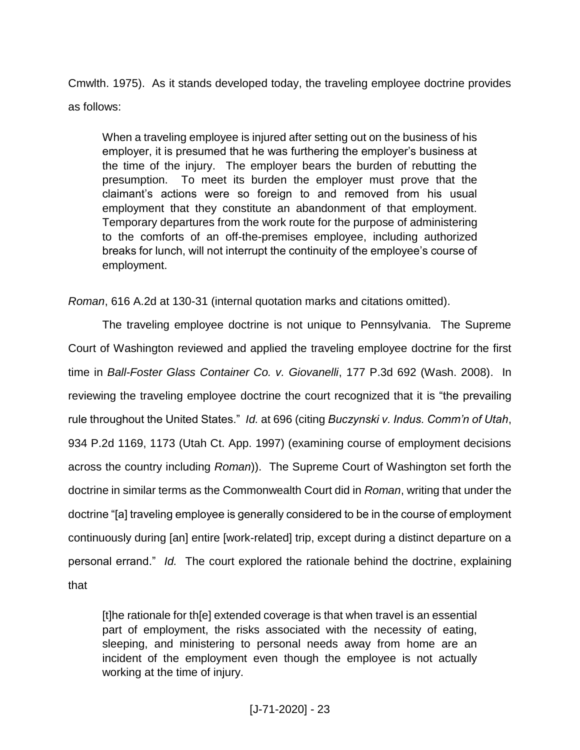Cmwlth. 1975). As it stands developed today, the traveling employee doctrine provides as follows:

> When a traveling employee is injured after setting out on the business of his employer, it is presumed that he was furthering the employer's business at the time of the injury. The employer bears the burden of rebutting the presumption. To meet its burden the employer must prove that the claimant's actions were so foreign to and removed from his usual employment that they constitute an abandonment of that employment. Temporary departures from the work route for the purpose of administering to the comforts of an off-the-premises employee, including authorized breaks for lunch, will not interrupt the continuity of the employee's course of employment.

*Roman*, 616 A.2d at 130-31 (internal quotation marks and citations omitted).

The traveling employee doctrine is not unique to Pennsylvania. The Supreme Court of Washington reviewed and applied the traveling employee doctrine for the first time in *Ball-Foster Glass Container Co. v. Giovanelli*, 177 P.3d 692 (Wash. 2008). In reviewing the traveling employee doctrine the court recognized that it is "the prevailing rule throughout the United States." *Id.* at 696 (citing *Buczynski v. Indus. Comm'n of Utah*, 934 P.2d 1169, 1173 (Utah Ct. App. 1997) (examining course of employment decisions across the country including *Roman*)). The Supreme Court of Washington set forth the doctrine in similar terms as the Commonwealth Court did in *Roman*, writing that under the doctrine "[a] traveling employee is generally considered to be in the course of employment continuously during [an] entire [work-related] trip, except during a distinct departure on a personal errand." *Id.* The court explored the rationale behind the doctrine, explaining that

> [t]he rationale for th[e] extended coverage is that when travel is an essential part of employment, the risks associated with the necessity of eating, sleeping, and ministering to personal needs away from home are an incident of the employment even though the employee is not actually working at the time of injury.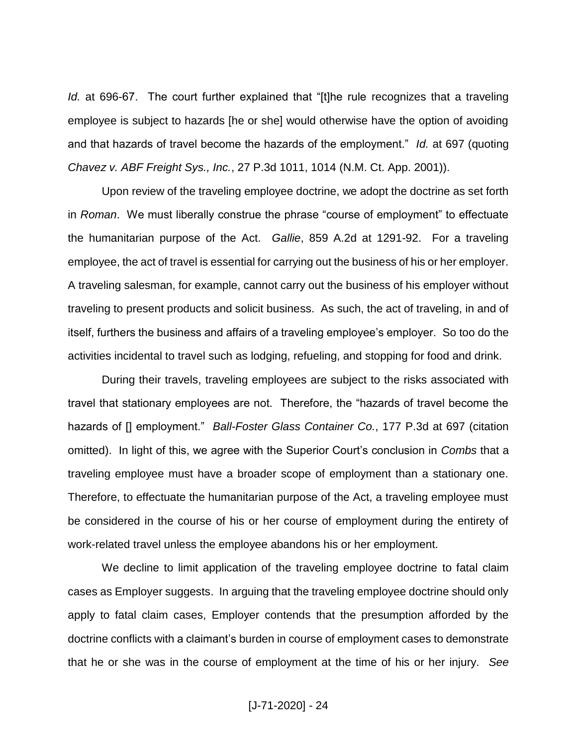*Id.* at 696-67. The court further explained that "[t]he rule recognizes that a traveling employee is subject to hazards [he or she] would otherwise have the option of avoiding and that hazards of travel become the hazards of the employment." *Id.* at 697 (quoting *Chavez v. ABF Freight Sys., Inc.*, 27 P.3d 1011, 1014 (N.M. Ct. App. 2001)).

Upon review of the traveling employee doctrine, we adopt the doctrine as set forth in *Roman*. We must liberally construe the phrase "course of employment" to effectuate the humanitarian purpose of the Act. *Gallie*, 859 A.2d at 1291-92. For a traveling employee, the act of travel is essential for carrying out the business of his or her employer. A traveling salesman, for example, cannot carry out the business of his employer without traveling to present products and solicit business. As such, the act of traveling, in and of itself, furthers the business and affairs of a traveling employee's employer. So too do the activities incidental to travel such as lodging, refueling, and stopping for food and drink.

During their travels, traveling employees are subject to the risks associated with travel that stationary employees are not. Therefore, the "hazards of travel become the hazards of [] employment." *Ball-Foster Glass Container Co.*, 177 P.3d at 697 (citation omitted). In light of this, we agree with the Superior Court's conclusion in *Combs* that a traveling employee must have a broader scope of employment than a stationary one. Therefore, to effectuate the humanitarian purpose of the Act, a traveling employee must be considered in the course of his or her course of employment during the entirety of work-related travel unless the employee abandons his or her employment.

We decline to limit application of the traveling employee doctrine to fatal claim cases as Employer suggests. In arguing that the traveling employee doctrine should only apply to fatal claim cases, Employer contends that the presumption afforded by the doctrine conflicts with a claimant's burden in course of employment cases to demonstrate that he or she was in the course of employment at the time of his or her injury. *See*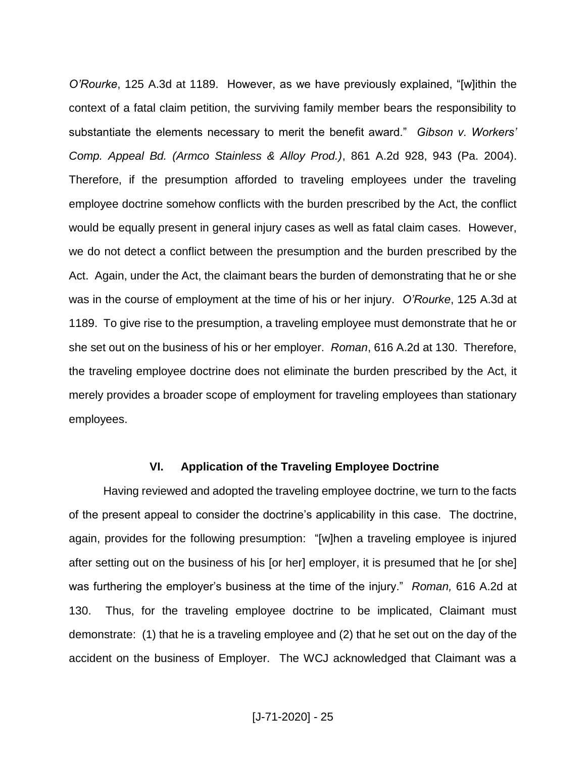*O'Rourke*, 125 A.3d at 1189. However, as we have previously explained, "[w]ithin the context of a fatal claim petition, the surviving family member bears the responsibility to substantiate the elements necessary to merit the benefit award." *Gibson v. Workers' Comp. Appeal Bd. (Armco Stainless & Alloy Prod.)*, 861 A.2d 928, 943 (Pa. 2004). Therefore, if the presumption afforded to traveling employees under the traveling employee doctrine somehow conflicts with the burden prescribed by the Act, the conflict would be equally present in general injury cases as well as fatal claim cases. However, we do not detect a conflict between the presumption and the burden prescribed by the Act. Again, under the Act, the claimant bears the burden of demonstrating that he or she was in the course of employment at the time of his or her injury. *O'Rourke*, 125 A.3d at 1189. To give rise to the presumption, a traveling employee must demonstrate that he or she set out on the business of his or her employer. *Roman*, 616 A.2d at 130. Therefore, the traveling employee doctrine does not eliminate the burden prescribed by the Act, it merely provides a broader scope of employment for traveling employees than stationary employees.

## VI. Application of the Traveling Employee Doctrine

Having reviewed and adopted the traveling employee doctrine, we turn to the facts of the present appeal to consider the doctrine's applicability in this case. The doctrine, again, provides for the following presumption: "[w]hen a traveling employee is injured after setting out on the business of his [or her] employer, it is presumed that he [or she] was furthering the employer's business at the time of the injury." *Roman,* 616 A.2d at 130. Thus, for the traveling employee doctrine to be implicated, Claimant must demonstrate: (1) that he is a traveling employee and (2) that he set out on the day of the accident on the business of Employer. The WCJ acknowledged that Claimant was a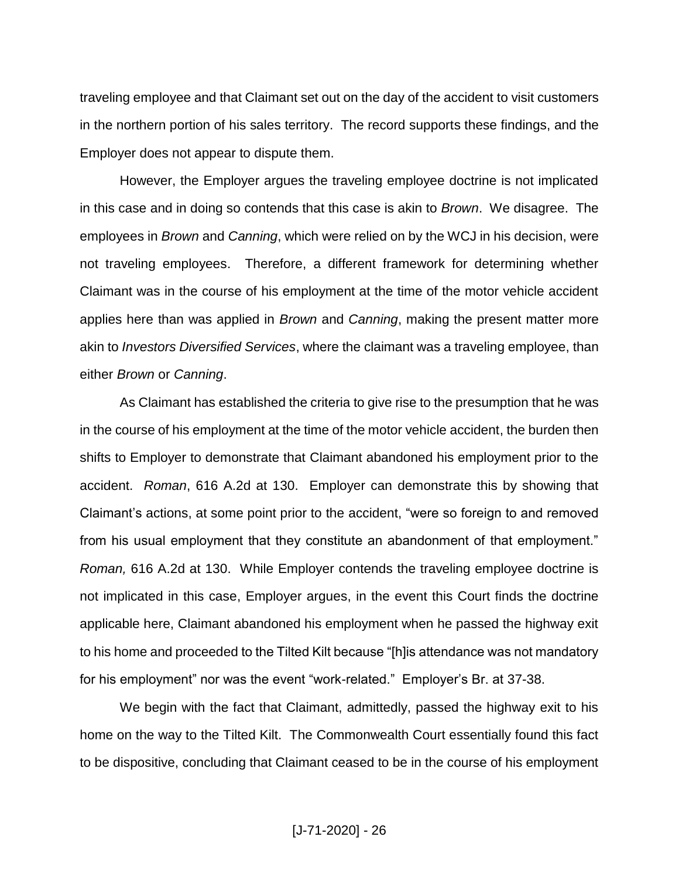traveling employee and that Claimant set out on the day of the accident to visit customers in the northern portion of his sales territory. The record supports these findings, and the Employer does not appear to dispute them.

However, the Employer argues the traveling employee doctrine is not implicated in this case and in doing so contends that this case is akin to *Brown*. We disagree. The employees in *Brown* and *Canning*, which were relied on by the WCJ in his decision, were not traveling employees. Therefore, a different framework for determining whether Claimant was in the course of his employment at the time of the motor vehicle accident applies here than was applied in *Brown* and *Canning*, making the present matter more akin to *Investors Diversified Services*, where the claimant was a traveling employee, than either *Brown* or *Canning*.

As Claimant has established the criteria to give rise to the presumption that he was in the course of his employment at the time of the motor vehicle accident, the burden then shifts to Employer to demonstrate that Claimant abandoned his employment prior to the accident. *Roman*, 616 A.2d at 130. Employer can demonstrate this by showing that Claimant's actions, at some point prior to the accident, "were so foreign to and removed from his usual employment that they constitute an abandonment of that employment." *Roman,* 616 A.2d at 130. While Employer contends the traveling employee doctrine is not implicated in this case, Employer argues, in the event this Court finds the doctrine applicable here, Claimant abandoned his employment when he passed the highway exit to his home and proceeded to the Tilted Kilt because "[h]is attendance was not mandatory for his employment" nor was the event "work-related." Employer's Br. at 37-38.

We begin with the fact that Claimant, admittedly, passed the highway exit to his home on the way to the Tilted Kilt. The Commonwealth Court essentially found this fact to be dispositive, concluding that Claimant ceased to be in the course of his employment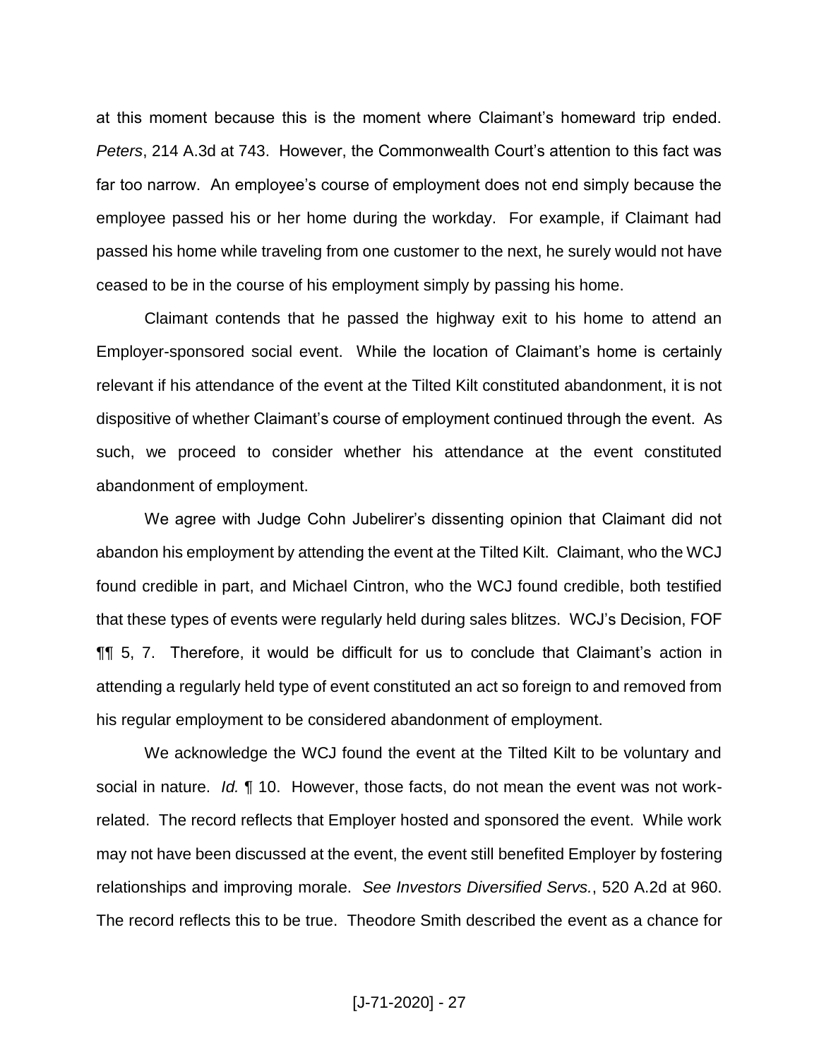at this moment because this is the moment where Claimant's homeward trip ended. *Peters*, 214 A.3d at 743. However, the Commonwealth Court's attention to this fact was far too narrow. An employee's course of employment does not end simply because the employee passed his or her home during the workday. For example, if Claimant had passed his home while traveling from one customer to the next, he surely would not have ceased to be in the course of his employment simply by passing his home.

Claimant contends that he passed the highway exit to his home to attend an Employer-sponsored social event. While the location of Claimant's home is certainly relevant if his attendance of the event at the Tilted Kilt constituted abandonment, it is not dispositive of whether Claimant's course of employment continued through the event. As such, we proceed to consider whether his attendance at the event constituted abandonment of employment.

We agree with Judge Cohn Jubelirer's dissenting opinion that Claimant did not abandon his employment by attending the event at the Tilted Kilt. Claimant, who the WCJ found credible in part, and Michael Cintron, who the WCJ found credible, both testified that these types of events were regularly held during sales blitzes. WCJ's Decision, FOF ¶¶ 5, 7. Therefore, it would be difficult for us to conclude that Claimant's action in attending a regularly held type of event constituted an act so foreign to and removed from his regular employment to be considered abandonment of employment.

We acknowledge the WCJ found the event at the Tilted Kilt to be voluntary and social in nature. *Id.* ¶ 10. However, those facts, do not mean the event was not work-related. The record reflects that Employer hosted and sponsored the event. While work may not have been discussed at the event, the event still benefited Employer by fostering relationships and improving morale. *See Investors Diversified Servs.*, 520 A.2d at 960. The record reflects this to be true. Theodore Smith described the event as a chance for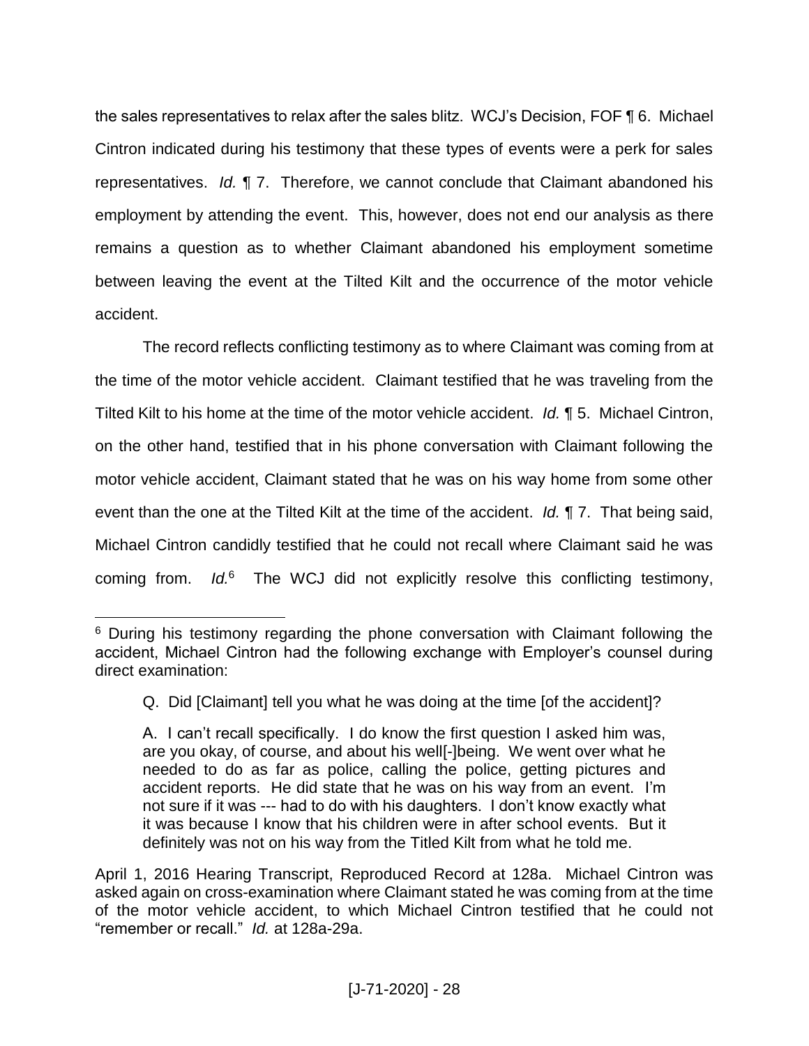the sales representatives to relax after the sales blitz. WCJ's Decision, FOF ¶ 6. Michael Cintron indicated during his testimony that these types of events were a perk for sales representatives. *Id.* ¶ 7. Therefore, we cannot conclude that Claimant abandoned his employment by attending the event. This, however, does not end our analysis as there remains a question as to whether Claimant abandoned his employment sometime between leaving the event at the Tilted Kilt and the occurrence of the motor vehicle accident.

The record reflects conflicting testimony as to where Claimant was coming from at the time of the motor vehicle accident. Claimant testified that he was traveling from the Tilted Kilt to his home at the time of the motor vehicle accident. *Id.* ¶ 5. Michael Cintron, on the other hand, testified that in his phone conversation with Claimant following the motor vehicle accident, Claimant stated that he was on his way home from some other event than the one at the Tilted Kilt at the time of the accident. *Id.* ¶ 7. That being said, Michael Cintron candidly testified that he could not recall where Claimant said he was coming from. *Id.*[6] The WCJ did not explicitly resolve this conflicting testimony,

---

[6] During his testimony regarding the phone conversation with Claimant following the accident, Michael Cintron had the following exchange with Employer's counsel during direct examination:

> Q. Did [Claimant] tell you what he was doing at the time [of the accident]?
>
> A. I can't recall specifically. I do know the first question I asked him was, are you okay, of course, and about his well[-]being. We went over what he needed to do as far as police, calling the police, getting pictures and accident reports. He did state that he was on his way from an event. I'm not sure if it was --- had to do with his daughters. I don't know exactly what it was because I know that his children were in after school events. But it definitely was not on his way from the Titled Kilt from what he told me.

April 1, 2016 Hearing Transcript, Reproduced Record at 128a. Michael Cintron was asked again on cross-examination where Claimant stated he was coming from at the time of the motor vehicle accident, to which Michael Cintron testified that he could not "remember or recall." *Id.* at 128a-29a.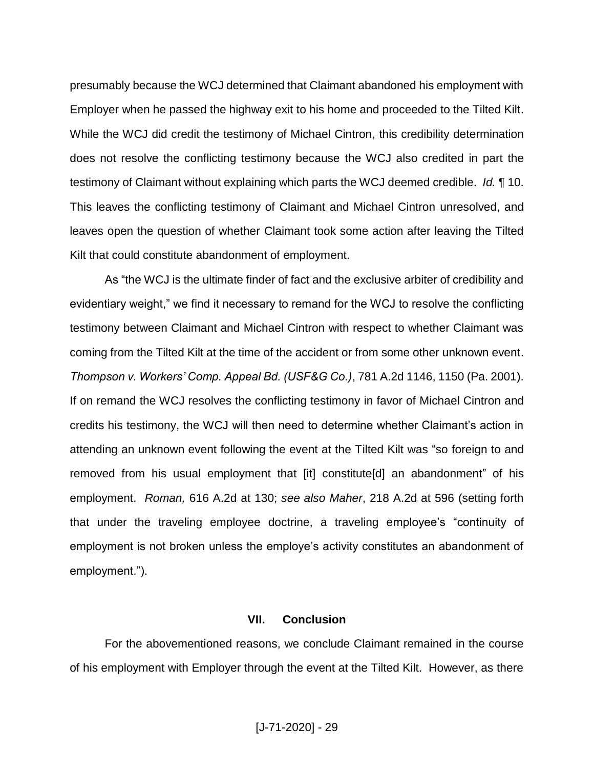presumably because the WCJ determined that Claimant abandoned his employment with Employer when he passed the highway exit to his home and proceeded to the Tilted Kilt. While the WCJ did credit the testimony of Michael Cintron, this credibility determination does not resolve the conflicting testimony because the WCJ also credited in part the testimony of Claimant without explaining which parts the WCJ deemed credible. *Id.* ¶ 10. This leaves the conflicting testimony of Claimant and Michael Cintron unresolved, and leaves open the question of whether Claimant took some action after leaving the Tilted Kilt that could constitute abandonment of employment.

As "the WCJ is the ultimate finder of fact and the exclusive arbiter of credibility and evidentiary weight," we find it necessary to remand for the WCJ to resolve the conflicting testimony between Claimant and Michael Cintron with respect to whether Claimant was coming from the Tilted Kilt at the time of the accident or from some other unknown event. *Thompson v. Workers' Comp. Appeal Bd. (USF&G Co.)*, 781 A.2d 1146, 1150 (Pa. 2001). If on remand the WCJ resolves the conflicting testimony in favor of Michael Cintron and credits his testimony, the WCJ will then need to determine whether Claimant's action in attending an unknown event following the event at the Tilted Kilt was "so foreign to and removed from his usual employment that [it] constitute[d] an abandonment" of his employment. *Roman,* 616 A.2d at 130; *see also Maher*, 218 A.2d at 596 (setting forth that under the traveling employee doctrine, a traveling employee's "continuity of employment is not broken unless the employe's activity constitutes an abandonment of employment.").

## VII. Conclusion

For the abovementioned reasons, we conclude Claimant remained in the course of his employment with Employer through the event at the Tilted Kilt. However, as there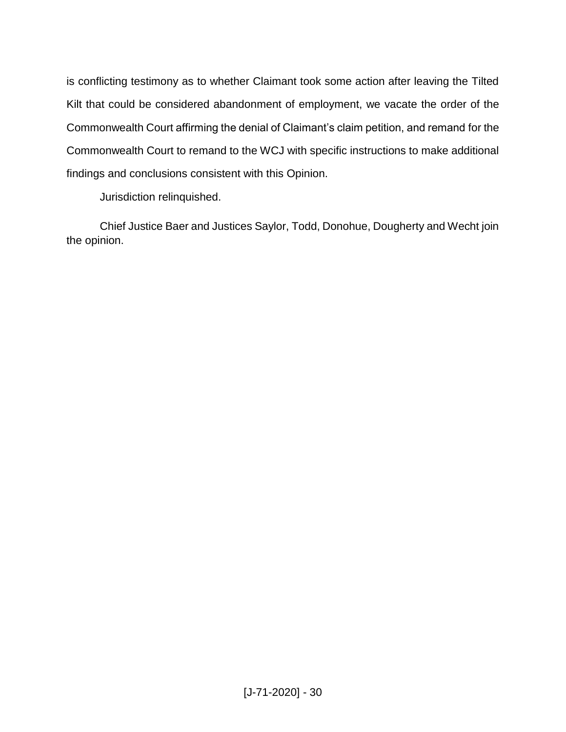is conflicting testimony as to whether Claimant took some action after leaving the Tilted Kilt that could be considered abandonment of employment, we vacate the order of the Commonwealth Court affirming the denial of Claimant's claim petition, and remand for the Commonwealth Court to remand to the WCJ with specific instructions to make additional findings and conclusions consistent with this Opinion.

Jurisdiction relinquished.

Chief Justice Baer and Justices Saylor, Todd, Donohue, Dougherty and Wecht join the opinion.